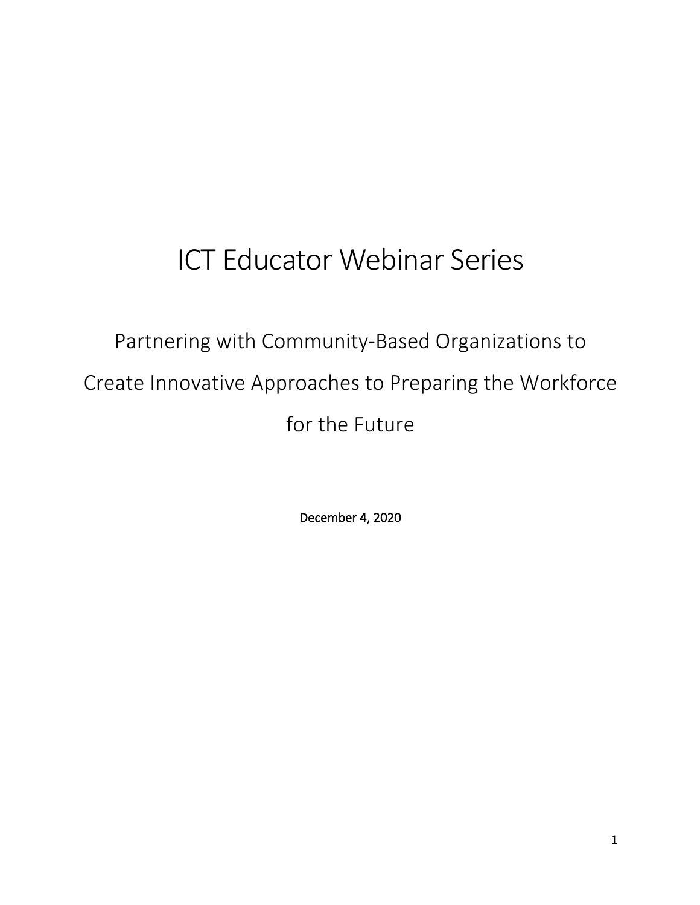# ICT Educator Webinar Series

## Partnering with Community-Based Organizations to Create Innovative Approaches to Preparing the Workforce for the Future

December 4, 2020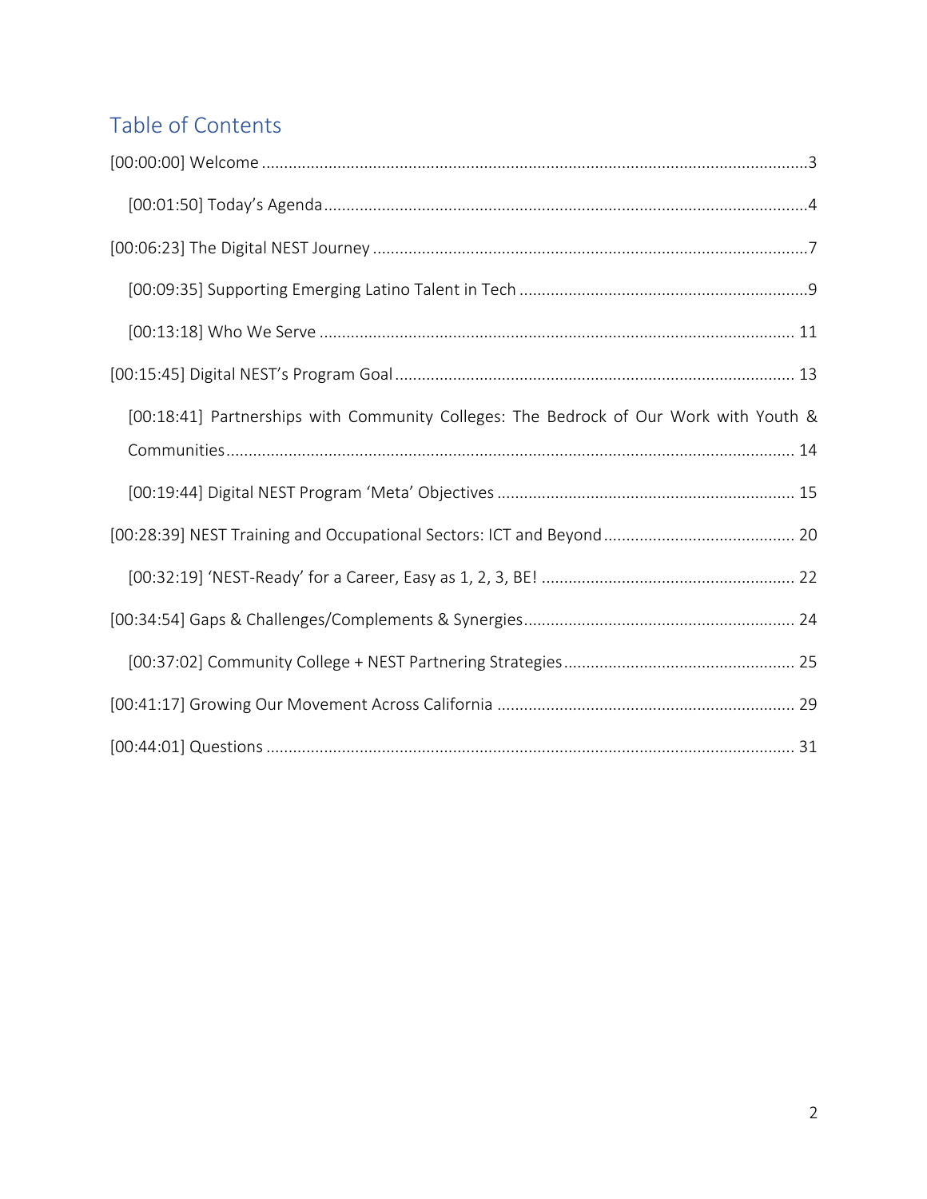## Table of Contents

[00:00:00] Welcome .......... 3

  [00:01:50] Today's Agenda .......... 4

[00:06:23] The Digital NEST Journey .......... 7

  [00:09:35] Supporting Emerging Latino Talent in Tech .......... 9

  [00:13:18] Who We Serve .......... 11

[00:15:45] Digital NEST's Program Goal .......... 13

  [00:18:41] Partnerships with Community Colleges: The Bedrock of Our Work with Youth & Communities .......... 14

  [00:19:44] Digital NEST Program 'Meta' Objectives .......... 15

[00:28:39] NEST Training and Occupational Sectors: ICT and Beyond .......... 20

  [00:32:19] 'NEST-Ready' for a Career, Easy as 1, 2, 3, BE! .......... 22

[00:34:54] Gaps & Challenges/Complements & Synergies .......... 24

  [00:37:02] Community College + NEST Partnering Strategies .......... 25

[00:41:17] Growing Our Movement Across California .......... 29

[00:44:01] Questions .......... 31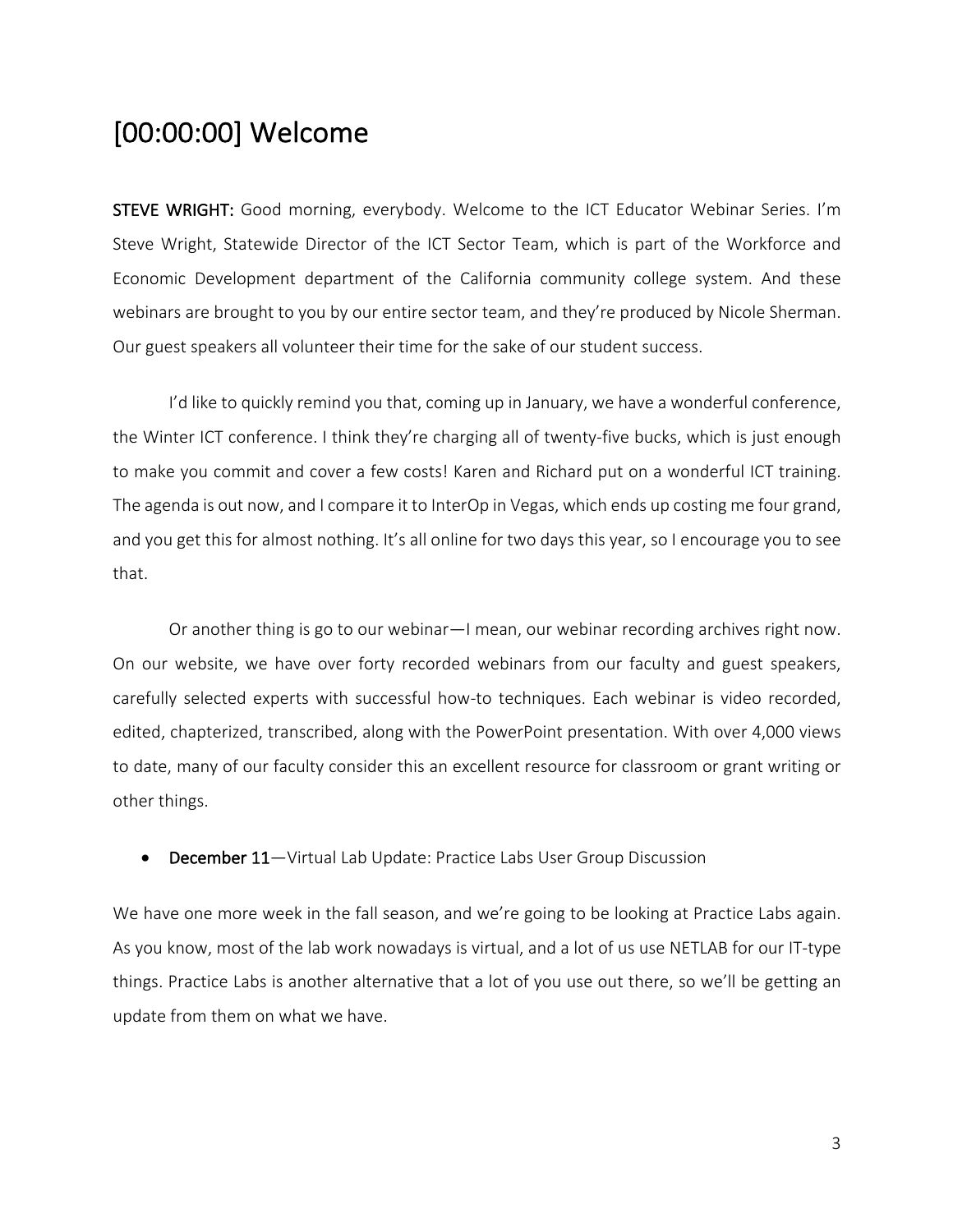## [00:00:00] Welcome

**STEVE WRIGHT:** Good morning, everybody. Welcome to the ICT Educator Webinar Series. I'm Steve Wright, Statewide Director of the ICT Sector Team, which is part of the Workforce and Economic Development department of the California community college system. And these webinars are brought to you by our entire sector team, and they're produced by Nicole Sherman. Our guest speakers all volunteer their time for the sake of our student success.

I'd like to quickly remind you that, coming up in January, we have a wonderful conference, the Winter ICT conference. I think they're charging all of twenty-five bucks, which is just enough to make you commit and cover a few costs! Karen and Richard put on a wonderful ICT training. The agenda is out now, and I compare it to InterOp in Vegas, which ends up costing me four grand, and you get this for almost nothing. It's all online for two days this year, so I encourage you to see that.

Or another thing is go to our webinar—I mean, our webinar recording archives right now. On our website, we have over forty recorded webinars from our faculty and guest speakers, carefully selected experts with successful how-to techniques. Each webinar is video recorded, edited, chapterized, transcribed, along with the PowerPoint presentation. With over 4,000 views to date, many of our faculty consider this an excellent resource for classroom or grant writing or other things.

- **December 11**—Virtual Lab Update: Practice Labs User Group Discussion

We have one more week in the fall season, and we're going to be looking at Practice Labs again. As you know, most of the lab work nowadays is virtual, and a lot of us use NETLAB for our IT-type things. Practice Labs is another alternative that a lot of you use out there, so we'll be getting an update from them on what we have.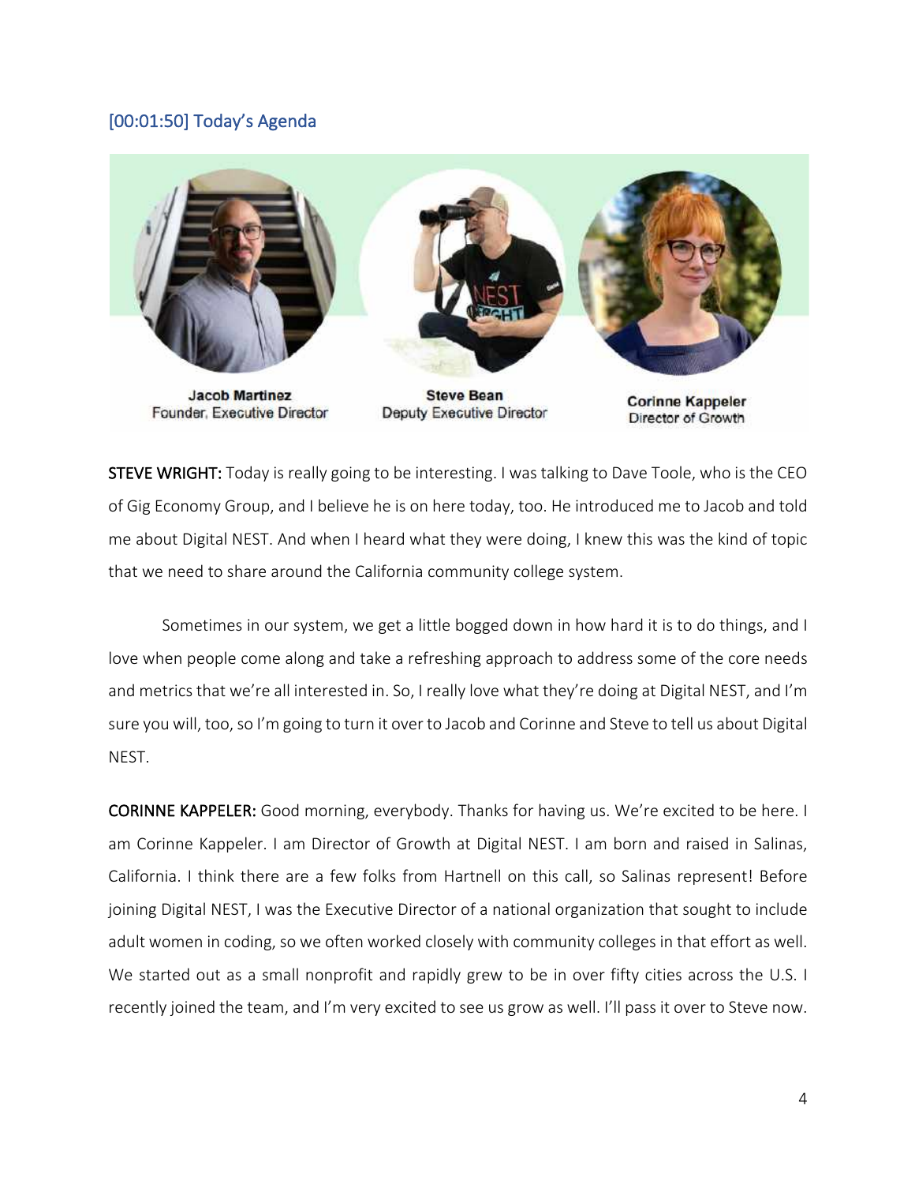## [00:01:50] Today's Agenda

Jacob Martinez
Founder, Executive Director

Steve Bean
Deputy Executive Director

Corinne Kappeler
Director of Growth

**STEVE WRIGHT:** Today is really going to be interesting. I was talking to Dave Toole, who is the CEO of Gig Economy Group, and I believe he is on here today, too. He introduced me to Jacob and told me about Digital NEST. And when I heard what they were doing, I knew this was the kind of topic that we need to share around the California community college system.

Sometimes in our system, we get a little bogged down in how hard it is to do things, and I love when people come along and take a refreshing approach to address some of the core needs and metrics that we're all interested in. So, I really love what they're doing at Digital NEST, and I'm sure you will, too, so I'm going to turn it over to Jacob and Corinne and Steve to tell us about Digital NEST.

**CORINNE KAPPELER:** Good morning, everybody. Thanks for having us. We're excited to be here. I am Corinne Kappeler. I am Director of Growth at Digital NEST. I am born and raised in Salinas, California. I think there are a few folks from Hartnell on this call, so Salinas represent! Before joining Digital NEST, I was the Executive Director of a national organization that sought to include adult women in coding, so we often worked closely with community colleges in that effort as well. We started out as a small nonprofit and rapidly grew to be in over fifty cities across the U.S. I recently joined the team, and I'm very excited to see us grow as well. I'll pass it over to Steve now.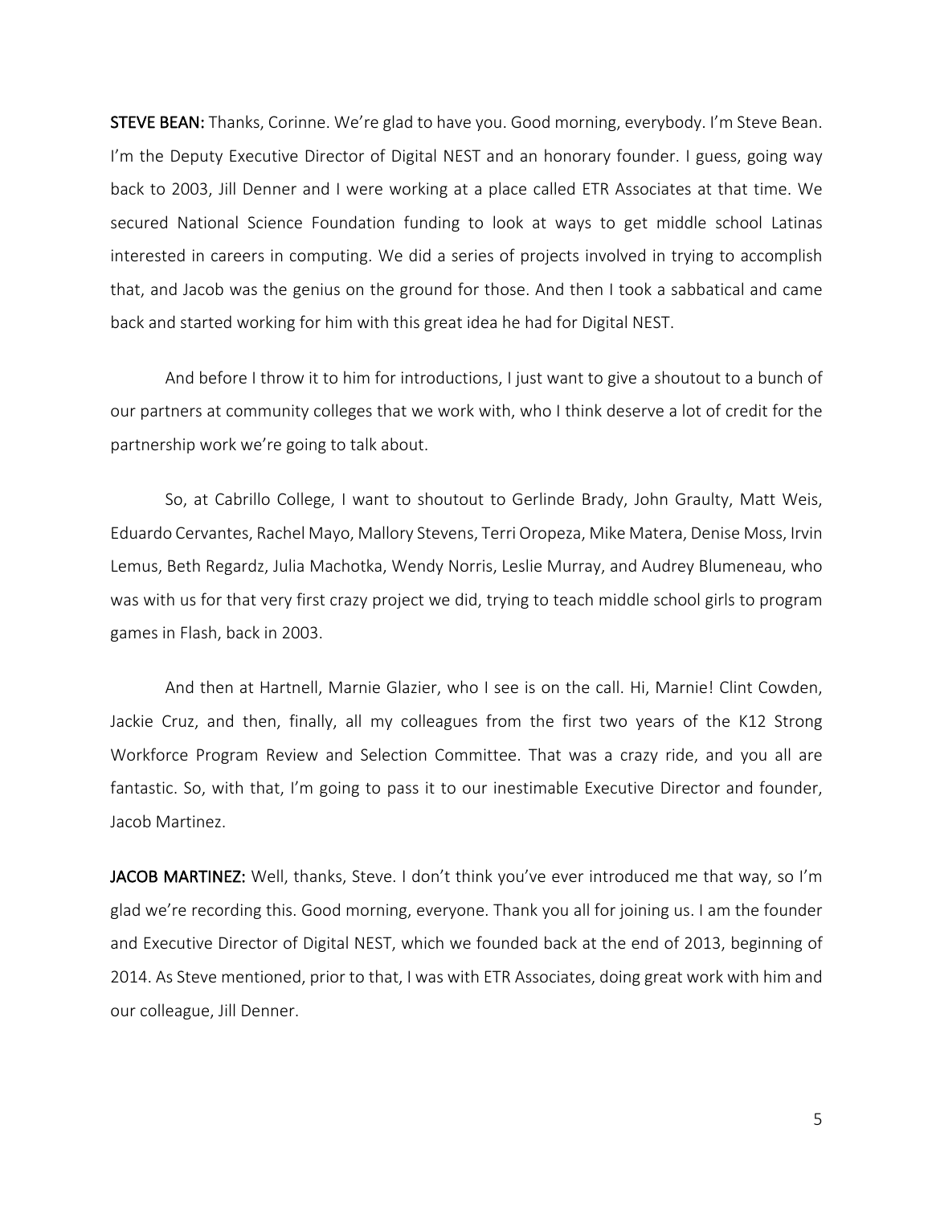**STEVE BEAN:** Thanks, Corinne. We're glad to have you. Good morning, everybody. I'm Steve Bean. I'm the Deputy Executive Director of Digital NEST and an honorary founder. I guess, going way back to 2003, Jill Denner and I were working at a place called ETR Associates at that time. We secured National Science Foundation funding to look at ways to get middle school Latinas interested in careers in computing. We did a series of projects involved in trying to accomplish that, and Jacob was the genius on the ground for those. And then I took a sabbatical and came back and started working for him with this great idea he had for Digital NEST.

And before I throw it to him for introductions, I just want to give a shoutout to a bunch of our partners at community colleges that we work with, who I think deserve a lot of credit for the partnership work we're going to talk about.

So, at Cabrillo College, I want to shoutout to Gerlinde Brady, John Graulty, Matt Weis, Eduardo Cervantes, Rachel Mayo, Mallory Stevens, Terri Oropeza, Mike Matera, Denise Moss, Irvin Lemus, Beth Regardz, Julia Machotka, Wendy Norris, Leslie Murray, and Audrey Blumeneau, who was with us for that very first crazy project we did, trying to teach middle school girls to program games in Flash, back in 2003.

And then at Hartnell, Marnie Glazier, who I see is on the call. Hi, Marnie! Clint Cowden, Jackie Cruz, and then, finally, all my colleagues from the first two years of the K12 Strong Workforce Program Review and Selection Committee. That was a crazy ride, and you all are fantastic. So, with that, I'm going to pass it to our inestimable Executive Director and founder, Jacob Martinez.

**JACOB MARTINEZ:** Well, thanks, Steve. I don't think you've ever introduced me that way, so I'm glad we're recording this. Good morning, everyone. Thank you all for joining us. I am the founder and Executive Director of Digital NEST, which we founded back at the end of 2013, beginning of 2014. As Steve mentioned, prior to that, I was with ETR Associates, doing great work with him and our colleague, Jill Denner.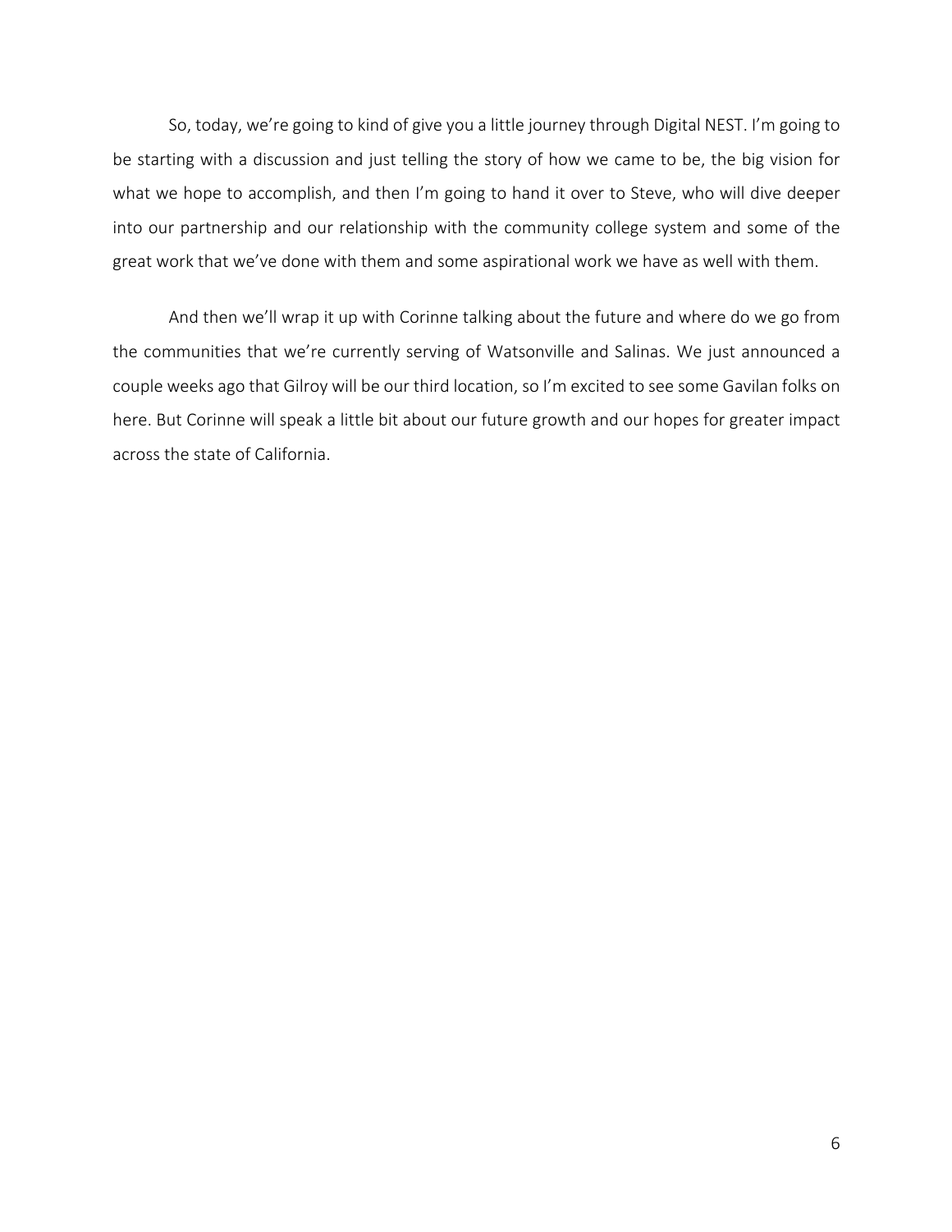So, today, we're going to kind of give you a little journey through Digital NEST. I'm going to be starting with a discussion and just telling the story of how we came to be, the big vision for what we hope to accomplish, and then I'm going to hand it over to Steve, who will dive deeper into our partnership and our relationship with the community college system and some of the great work that we've done with them and some aspirational work we have as well with them.

And then we'll wrap it up with Corinne talking about the future and where do we go from the communities that we're currently serving of Watsonville and Salinas. We just announced a couple weeks ago that Gilroy will be our third location, so I'm excited to see some Gavilan folks on here. But Corinne will speak a little bit about our future growth and our hopes for greater impact across the state of California.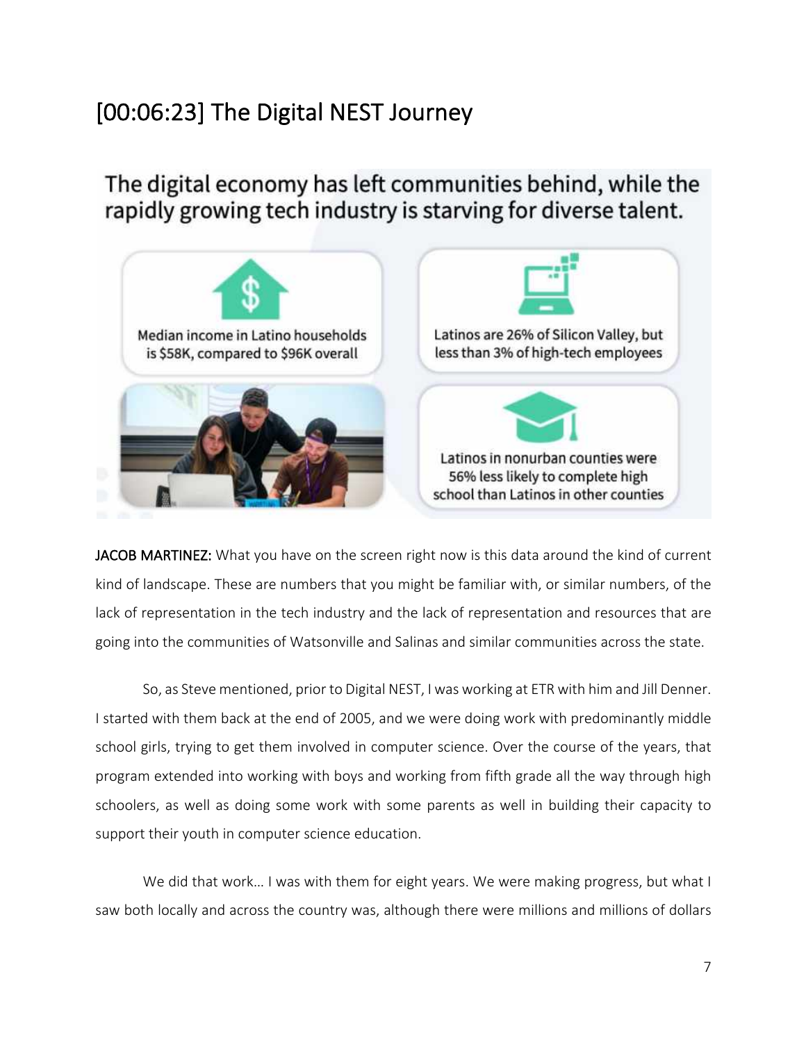## [00:06:23] The Digital NEST Journey

The digital economy has left communities behind, while the rapidly growing tech industry is starving for diverse talent.

Median income in Latino households is $58K, compared to $96K overall

Latinos are 26% of Silicon Valley, but less than 3% of high-tech employees

Latinos in nonurban counties were 56% less likely to complete high school than Latinos in other counties

**JACOB MARTINEZ:** What you have on the screen right now is this data around the kind of current kind of landscape. These are numbers that you might be familiar with, or similar numbers, of the lack of representation in the tech industry and the lack of representation and resources that are going into the communities of Watsonville and Salinas and similar communities across the state.

So, as Steve mentioned, prior to Digital NEST, I was working at ETR with him and Jill Denner. I started with them back at the end of 2005, and we were doing work with predominantly middle school girls, trying to get them involved in computer science. Over the course of the years, that program extended into working with boys and working from fifth grade all the way through high schoolers, as well as doing some work with some parents as well in building their capacity to support their youth in computer science education.

We did that work… I was with them for eight years. We were making progress, but what I saw both locally and across the country was, although there were millions and millions of dollars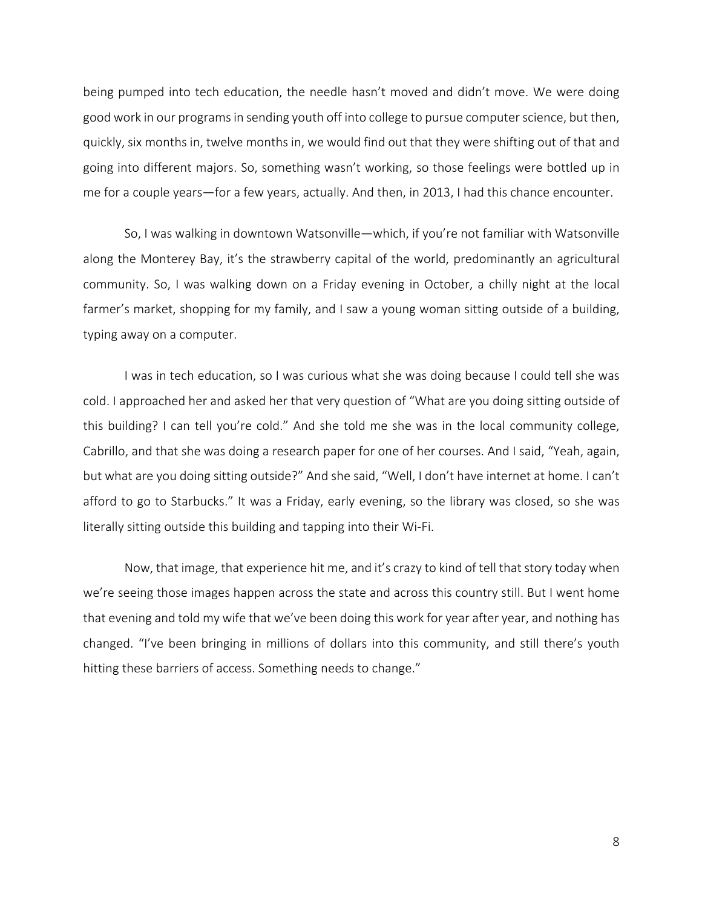being pumped into tech education, the needle hasn't moved and didn't move. We were doing good work in our programs in sending youth off into college to pursue computer science, but then, quickly, six months in, twelve months in, we would find out that they were shifting out of that and going into different majors. So, something wasn't working, so those feelings were bottled up in me for a couple years—for a few years, actually. And then, in 2013, I had this chance encounter.

So, I was walking in downtown Watsonville—which, if you're not familiar with Watsonville along the Monterey Bay, it's the strawberry capital of the world, predominantly an agricultural community. So, I was walking down on a Friday evening in October, a chilly night at the local farmer's market, shopping for my family, and I saw a young woman sitting outside of a building, typing away on a computer.

I was in tech education, so I was curious what she was doing because I could tell she was cold. I approached her and asked her that very question of "What are you doing sitting outside of this building? I can tell you're cold." And she told me she was in the local community college, Cabrillo, and that she was doing a research paper for one of her courses. And I said, "Yeah, again, but what are you doing sitting outside?" And she said, "Well, I don't have internet at home. I can't afford to go to Starbucks." It was a Friday, early evening, so the library was closed, so she was literally sitting outside this building and tapping into their Wi-Fi.

Now, that image, that experience hit me, and it's crazy to kind of tell that story today when we're seeing those images happen across the state and across this country still. But I went home that evening and told my wife that we've been doing this work for year after year, and nothing has changed. "I've been bringing in millions of dollars into this community, and still there's youth hitting these barriers of access. Something needs to change."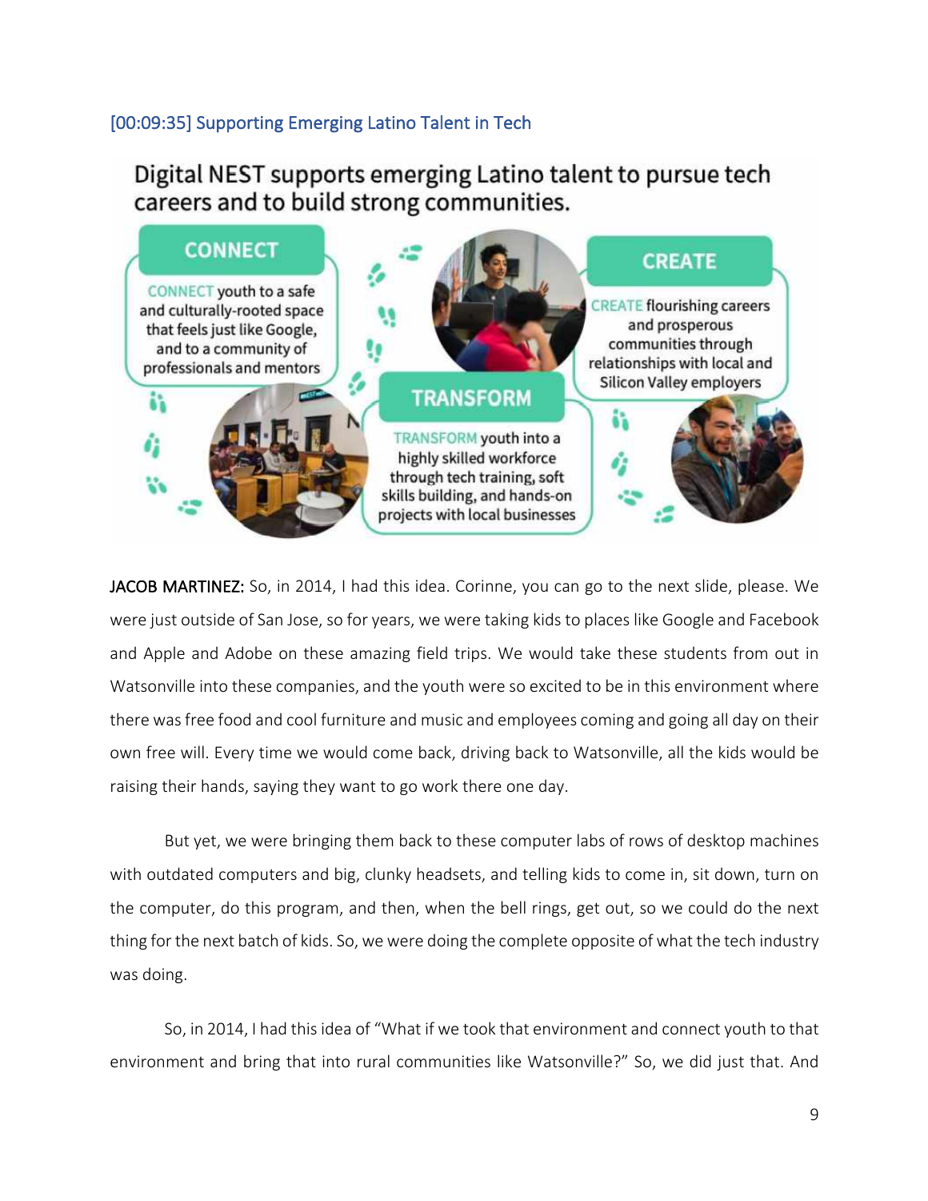## [00:09:35] Supporting Emerging Latino Talent in Tech

Digital NEST supports emerging Latino talent to pursue tech careers and to build strong communities.

**CONNECT**

CONNECT youth to a safe and culturally-rooted space that feels just like Google, and to a community of professionals and mentors

**TRANSFORM**

TRANSFORM youth into a highly skilled workforce through tech training, soft skills building, and hands-on projects with local businesses

**CREATE**

CREATE flourishing careers and prosperous communities through relationships with local and Silicon Valley employers

**JACOB MARTINEZ:** So, in 2014, I had this idea. Corinne, you can go to the next slide, please. We were just outside of San Jose, so for years, we were taking kids to places like Google and Facebook and Apple and Adobe on these amazing field trips. We would take these students from out in Watsonville into these companies, and the youth were so excited to be in this environment where there was free food and cool furniture and music and employees coming and going all day on their own free will. Every time we would come back, driving back to Watsonville, all the kids would be raising their hands, saying they want to go work there one day.

But yet, we were bringing them back to these computer labs of rows of desktop machines with outdated computers and big, clunky headsets, and telling kids to come in, sit down, turn on the computer, do this program, and then, when the bell rings, get out, so we could do the next thing for the next batch of kids. So, we were doing the complete opposite of what the tech industry was doing.

So, in 2014, I had this idea of "What if we took that environment and connect youth to that environment and bring that into rural communities like Watsonville?" So, we did just that. And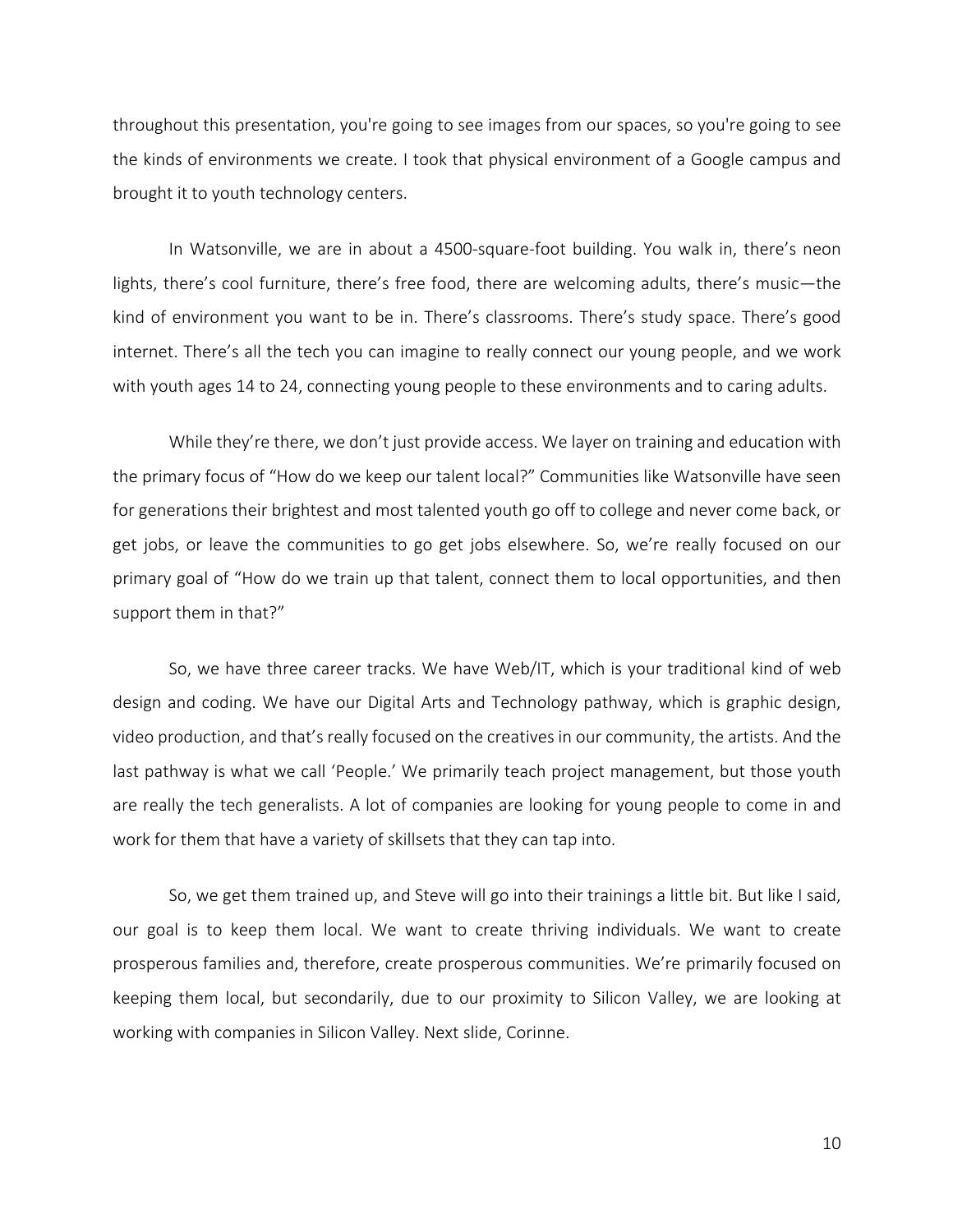throughout this presentation, you're going to see images from our spaces, so you're going to see the kinds of environments we create. I took that physical environment of a Google campus and brought it to youth technology centers.

In Watsonville, we are in about a 4500-square-foot building. You walk in, there's neon lights, there's cool furniture, there's free food, there are welcoming adults, there's music—the kind of environment you want to be in. There's classrooms. There's study space. There's good internet. There's all the tech you can imagine to really connect our young people, and we work with youth ages 14 to 24, connecting young people to these environments and to caring adults.

While they're there, we don't just provide access. We layer on training and education with the primary focus of "How do we keep our talent local?" Communities like Watsonville have seen for generations their brightest and most talented youth go off to college and never come back, or get jobs, or leave the communities to go get jobs elsewhere. So, we're really focused on our primary goal of "How do we train up that talent, connect them to local opportunities, and then support them in that?"

So, we have three career tracks. We have Web/IT, which is your traditional kind of web design and coding. We have our Digital Arts and Technology pathway, which is graphic design, video production, and that's really focused on the creatives in our community, the artists. And the last pathway is what we call 'People.' We primarily teach project management, but those youth are really the tech generalists. A lot of companies are looking for young people to come in and work for them that have a variety of skillsets that they can tap into.

So, we get them trained up, and Steve will go into their trainings a little bit. But like I said, our goal is to keep them local. We want to create thriving individuals. We want to create prosperous families and, therefore, create prosperous communities. We're primarily focused on keeping them local, but secondarily, due to our proximity to Silicon Valley, we are looking at working with companies in Silicon Valley. Next slide, Corinne.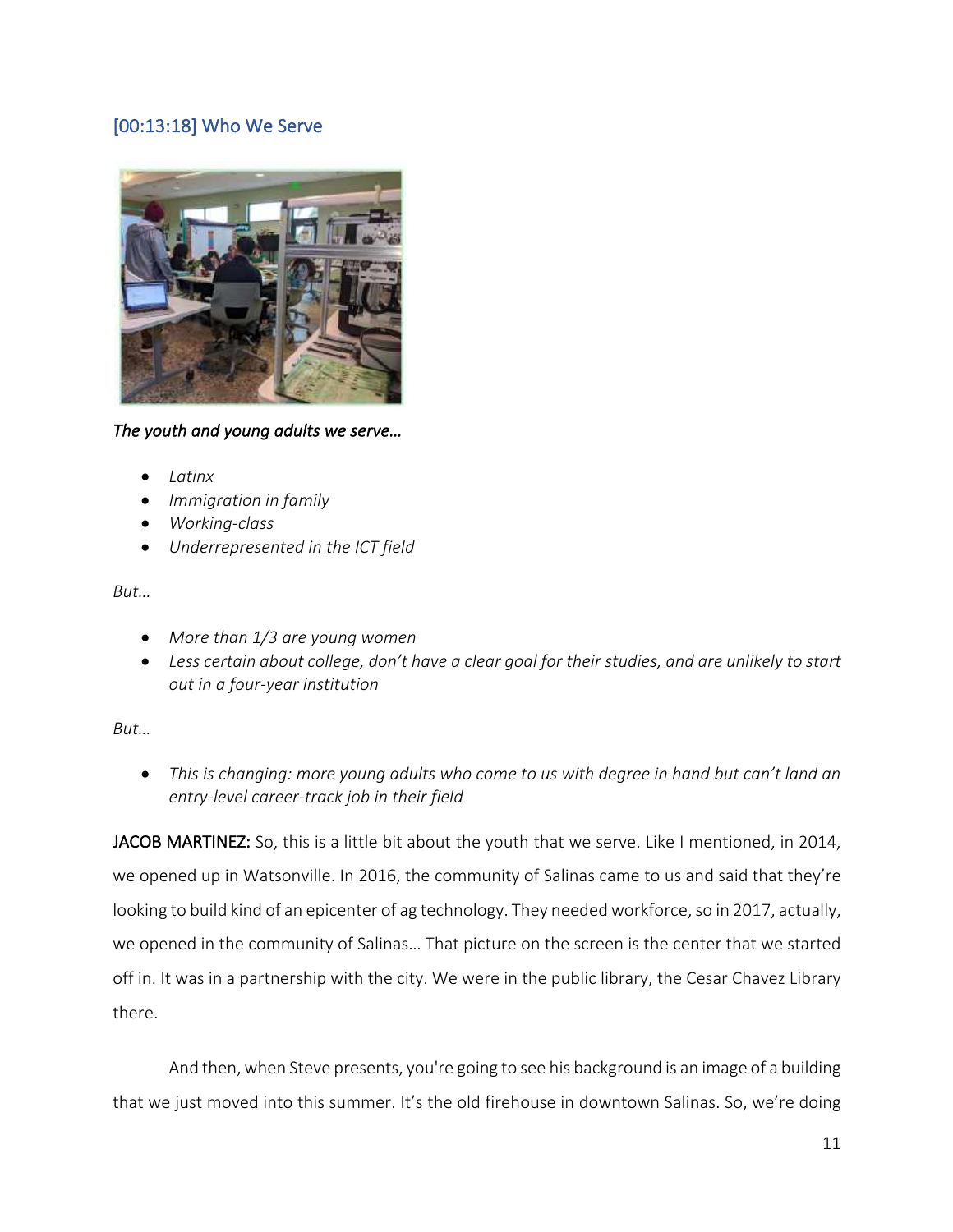## [00:13:18] Who We Serve

*The youth and young adults we serve…*

- *Latinx*
- *Immigration in family*
- *Working-class*
- *Underrepresented in the ICT field*

*But…*

- *More than 1/3 are young women*
- *Less certain about college, don't have a clear goal for their studies, and are unlikely to start out in a four-year institution*

*But…*

- *This is changing: more young adults who come to us with degree in hand but can't land an entry-level career-track job in their field*

JACOB MARTINEZ: So, this is a little bit about the youth that we serve. Like I mentioned, in 2014, we opened up in Watsonville. In 2016, the community of Salinas came to us and said that they're looking to build kind of an epicenter of ag technology. They needed workforce, so in 2017, actually, we opened in the community of Salinas… That picture on the screen is the center that we started off in. It was in a partnership with the city. We were in the public library, the Cesar Chavez Library there.

And then, when Steve presents, you're going to see his background is an image of a building that we just moved into this summer. It's the old firehouse in downtown Salinas. So, we're doing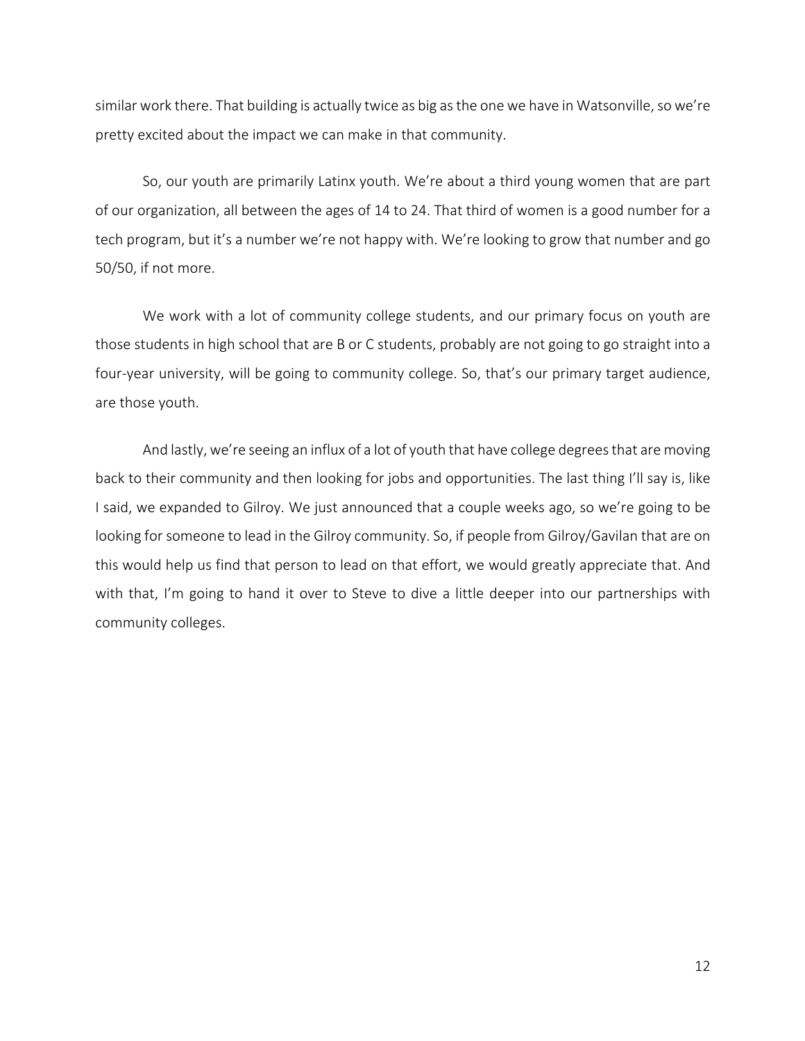similar work there. That building is actually twice as big as the one we have in Watsonville, so we're pretty excited about the impact we can make in that community.

So, our youth are primarily Latinx youth. We're about a third young women that are part of our organization, all between the ages of 14 to 24. That third of women is a good number for a tech program, but it's a number we're not happy with. We're looking to grow that number and go 50/50, if not more.

We work with a lot of community college students, and our primary focus on youth are those students in high school that are B or C students, probably are not going to go straight into a four-year university, will be going to community college. So, that's our primary target audience, are those youth.

And lastly, we're seeing an influx of a lot of youth that have college degrees that are moving back to their community and then looking for jobs and opportunities. The last thing I'll say is, like I said, we expanded to Gilroy. We just announced that a couple weeks ago, so we're going to be looking for someone to lead in the Gilroy community. So, if people from Gilroy/Gavilan that are on this would help us find that person to lead on that effort, we would greatly appreciate that. And with that, I'm going to hand it over to Steve to dive a little deeper into our partnerships with community colleges.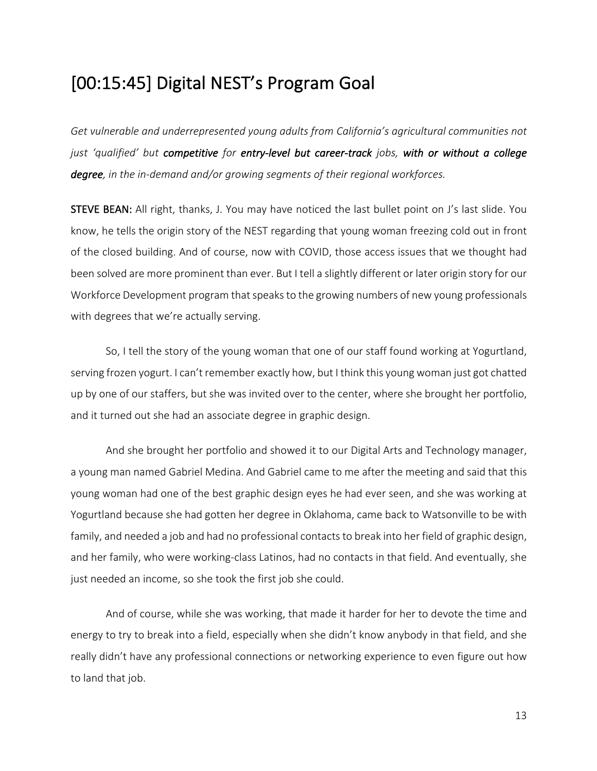## [00:15:45] Digital NEST's Program Goal

*Get vulnerable and underrepresented young adults from California's agricultural communities not just 'qualified' but* ***competitive*** *for* ***entry-level but career-track*** *jobs,* ***with or without a college degree****, in the in-demand and/or growing segments of their regional workforces.*

**STEVE BEAN:** All right, thanks, J. You may have noticed the last bullet point on J's last slide. You know, he tells the origin story of the NEST regarding that young woman freezing cold out in front of the closed building. And of course, now with COVID, those access issues that we thought had been solved are more prominent than ever. But I tell a slightly different or later origin story for our Workforce Development program that speaks to the growing numbers of new young professionals with degrees that we're actually serving.

So, I tell the story of the young woman that one of our staff found working at Yogurtland, serving frozen yogurt. I can't remember exactly how, but I think this young woman just got chatted up by one of our staffers, but she was invited over to the center, where she brought her portfolio, and it turned out she had an associate degree in graphic design.

And she brought her portfolio and showed it to our Digital Arts and Technology manager, a young man named Gabriel Medina. And Gabriel came to me after the meeting and said that this young woman had one of the best graphic design eyes he had ever seen, and she was working at Yogurtland because she had gotten her degree in Oklahoma, came back to Watsonville to be with family, and needed a job and had no professional contacts to break into her field of graphic design, and her family, who were working-class Latinos, had no contacts in that field. And eventually, she just needed an income, so she took the first job she could.

And of course, while she was working, that made it harder for her to devote the time and energy to try to break into a field, especially when she didn't know anybody in that field, and she really didn't have any professional connections or networking experience to even figure out how to land that job.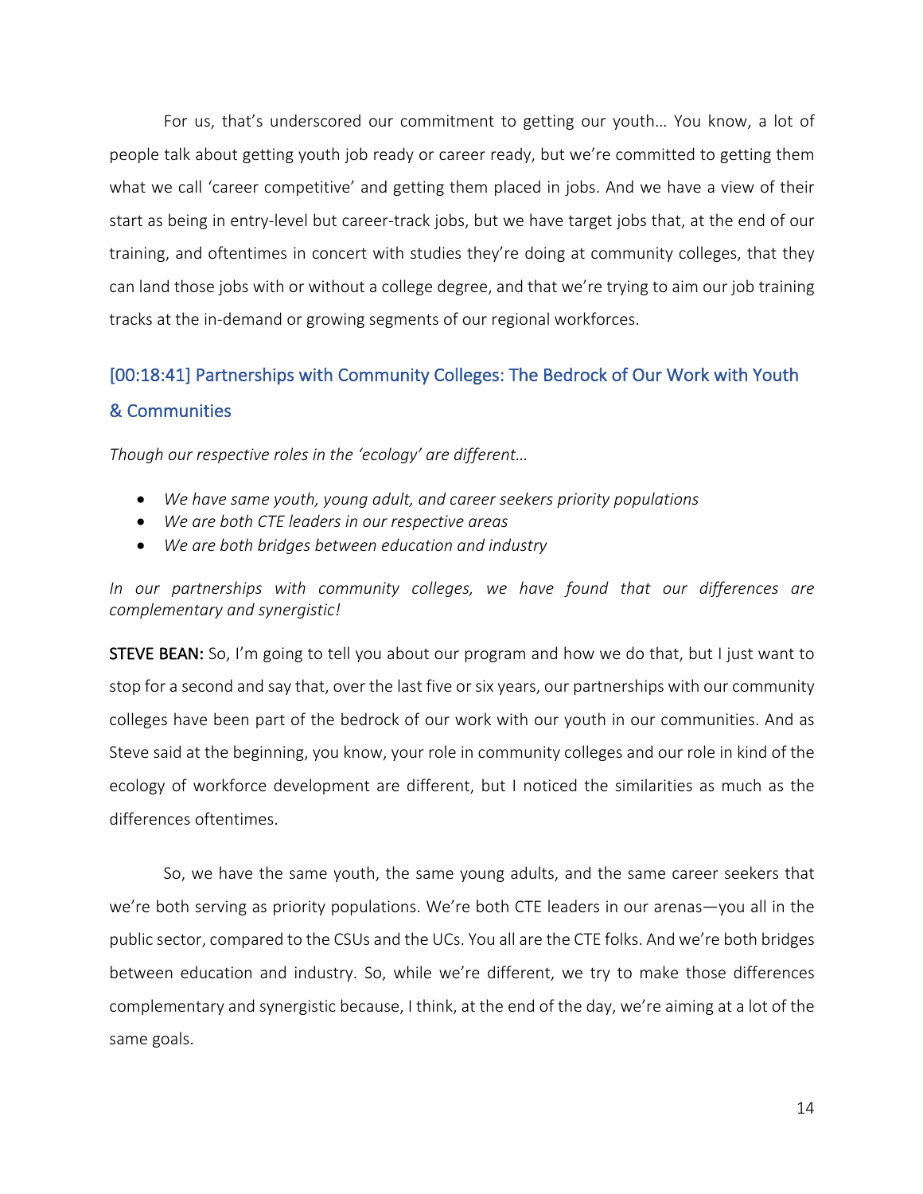For us, that's underscored our commitment to getting our youth… You know, a lot of people talk about getting youth job ready or career ready, but we're committed to getting them what we call 'career competitive' and getting them placed in jobs. And we have a view of their start as being in entry-level but career-track jobs, but we have target jobs that, at the end of our training, and oftentimes in concert with studies they're doing at community colleges, that they can land those jobs with or without a college degree, and that we're trying to aim our job training tracks at the in-demand or growing segments of our regional workforces.

## [00:18:41] Partnerships with Community Colleges: The Bedrock of Our Work with Youth & Communities

*Though our respective roles in the 'ecology' are different…*

- *We have same youth, young adult, and career seekers priority populations*
- *We are both CTE leaders in our respective areas*
- *We are both bridges between education and industry*

*In our partnerships with community colleges, we have found that our differences are complementary and synergistic!*

**STEVE BEAN:** So, I'm going to tell you about our program and how we do that, but I just want to stop for a second and say that, over the last five or six years, our partnerships with our community colleges have been part of the bedrock of our work with our youth in our communities. And as Steve said at the beginning, you know, your role in community colleges and our role in kind of the ecology of workforce development are different, but I noticed the similarities as much as the differences oftentimes.

So, we have the same youth, the same young adults, and the same career seekers that we're both serving as priority populations. We're both CTE leaders in our arenas—you all in the public sector, compared to the CSUs and the UCs. You all are the CTE folks. And we're both bridges between education and industry. So, while we're different, we try to make those differences complementary and synergistic because, I think, at the end of the day, we're aiming at a lot of the same goals.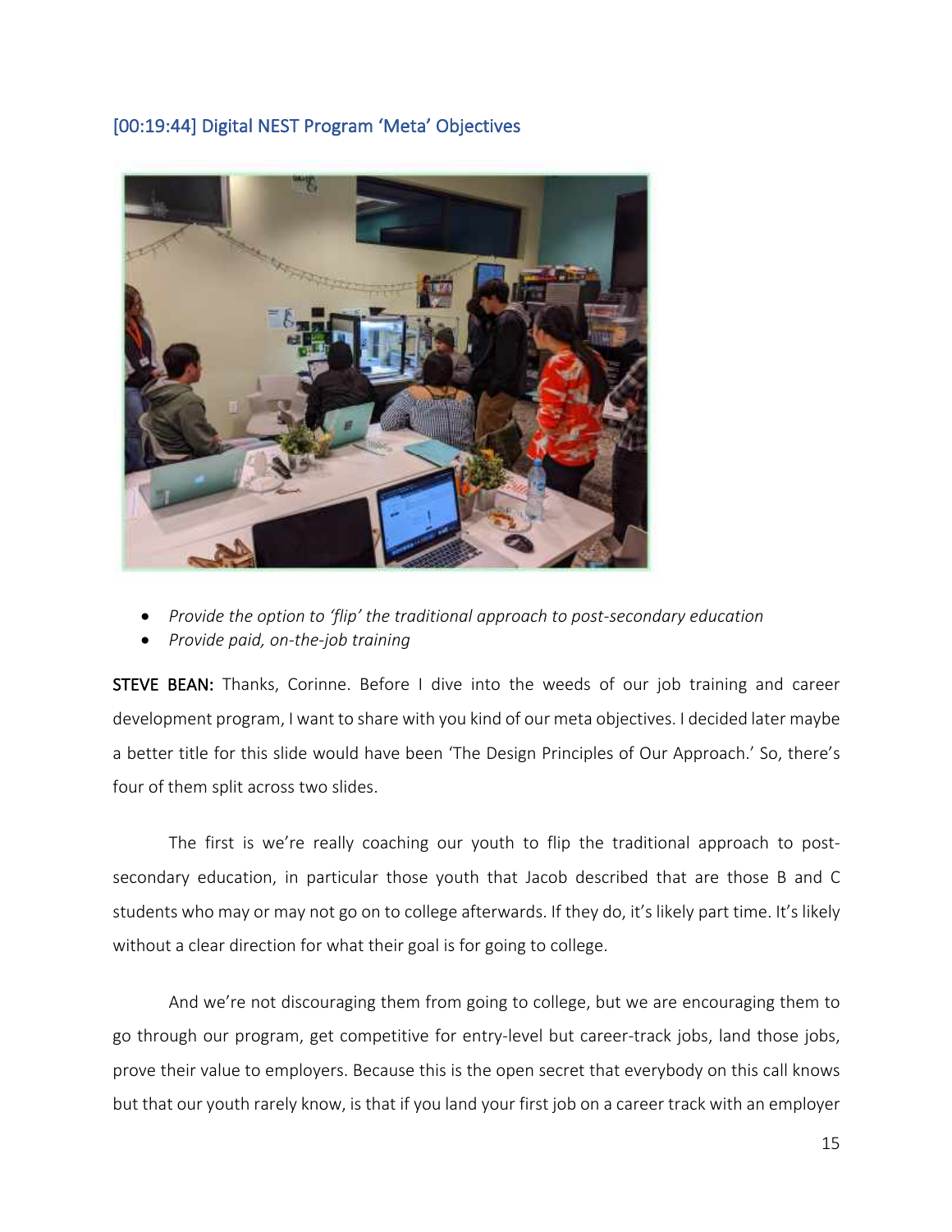## [00:19:44] Digital NEST Program 'Meta' Objectives

- *Provide the option to 'flip' the traditional approach to post-secondary education*
- *Provide paid, on-the-job training*

**STEVE BEAN:** Thanks, Corinne. Before I dive into the weeds of our job training and career development program, I want to share with you kind of our meta objectives. I decided later maybe a better title for this slide would have been 'The Design Principles of Our Approach.' So, there's four of them split across two slides.

The first is we're really coaching our youth to flip the traditional approach to post-secondary education, in particular those youth that Jacob described that are those B and C students who may or may not go on to college afterwards. If they do, it's likely part time. It's likely without a clear direction for what their goal is for going to college.

And we're not discouraging them from going to college, but we are encouraging them to go through our program, get competitive for entry-level but career-track jobs, land those jobs, prove their value to employers. Because this is the open secret that everybody on this call knows but that our youth rarely know, is that if you land your first job on a career track with an employer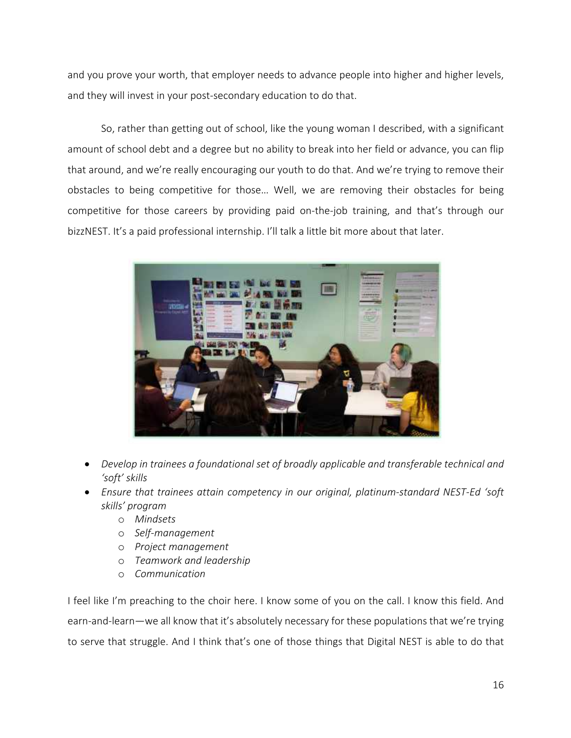and you prove your worth, that employer needs to advance people into higher and higher levels, and they will invest in your post-secondary education to do that.

So, rather than getting out of school, like the young woman I described, with a significant amount of school debt and a degree but no ability to break into her field or advance, you can flip that around, and we're really encouraging our youth to do that. And we're trying to remove their obstacles to being competitive for those… Well, we are removing their obstacles for being competitive for those careers by providing paid on-the-job training, and that's through our bizzNEST. It's a paid professional internship. I'll talk a little bit more about that later.

- *Develop in trainees a foundational set of broadly applicable and transferable technical and 'soft' skills*
- *Ensure that trainees attain competency in our original, platinum-standard NEST-Ed 'soft skills' program*
  - *Mindsets*
  - *Self-management*
  - *Project management*
  - *Teamwork and leadership*
  - *Communication*

I feel like I'm preaching to the choir here. I know some of you on the call. I know this field. And earn-and-learn—we all know that it's absolutely necessary for these populations that we're trying to serve that struggle. And I think that's one of those things that Digital NEST is able to do that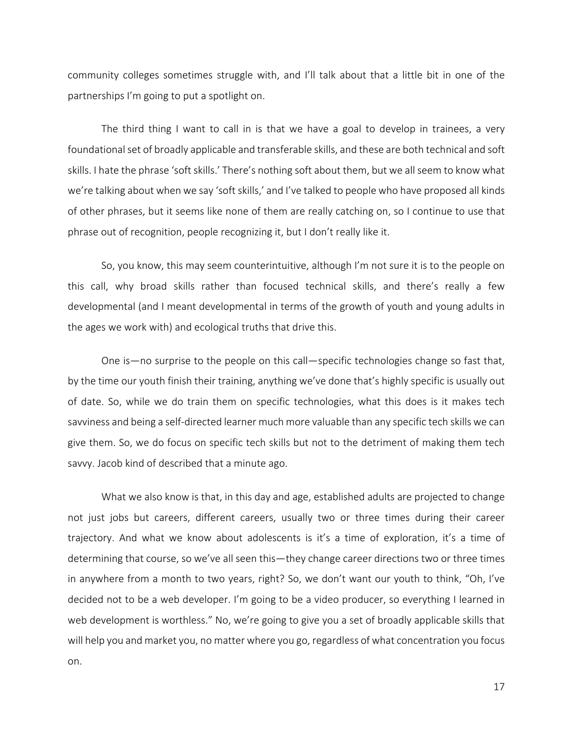community colleges sometimes struggle with, and I'll talk about that a little bit in one of the partnerships I'm going to put a spotlight on.

The third thing I want to call in is that we have a goal to develop in trainees, a very foundational set of broadly applicable and transferable skills, and these are both technical and soft skills. I hate the phrase 'soft skills.' There's nothing soft about them, but we all seem to know what we're talking about when we say 'soft skills,' and I've talked to people who have proposed all kinds of other phrases, but it seems like none of them are really catching on, so I continue to use that phrase out of recognition, people recognizing it, but I don't really like it.

So, you know, this may seem counterintuitive, although I'm not sure it is to the people on this call, why broad skills rather than focused technical skills, and there's really a few developmental (and I meant developmental in terms of the growth of youth and young adults in the ages we work with) and ecological truths that drive this.

One is—no surprise to the people on this call—specific technologies change so fast that, by the time our youth finish their training, anything we've done that's highly specific is usually out of date. So, while we do train them on specific technologies, what this does is it makes tech savviness and being a self-directed learner much more valuable than any specific tech skills we can give them. So, we do focus on specific tech skills but not to the detriment of making them tech savvy. Jacob kind of described that a minute ago.

What we also know is that, in this day and age, established adults are projected to change not just jobs but careers, different careers, usually two or three times during their career trajectory. And what we know about adolescents is it's a time of exploration, it's a time of determining that course, so we've all seen this—they change career directions two or three times in anywhere from a month to two years, right? So, we don't want our youth to think, "Oh, I've decided not to be a web developer. I'm going to be a video producer, so everything I learned in web development is worthless." No, we're going to give you a set of broadly applicable skills that will help you and market you, no matter where you go, regardless of what concentration you focus on.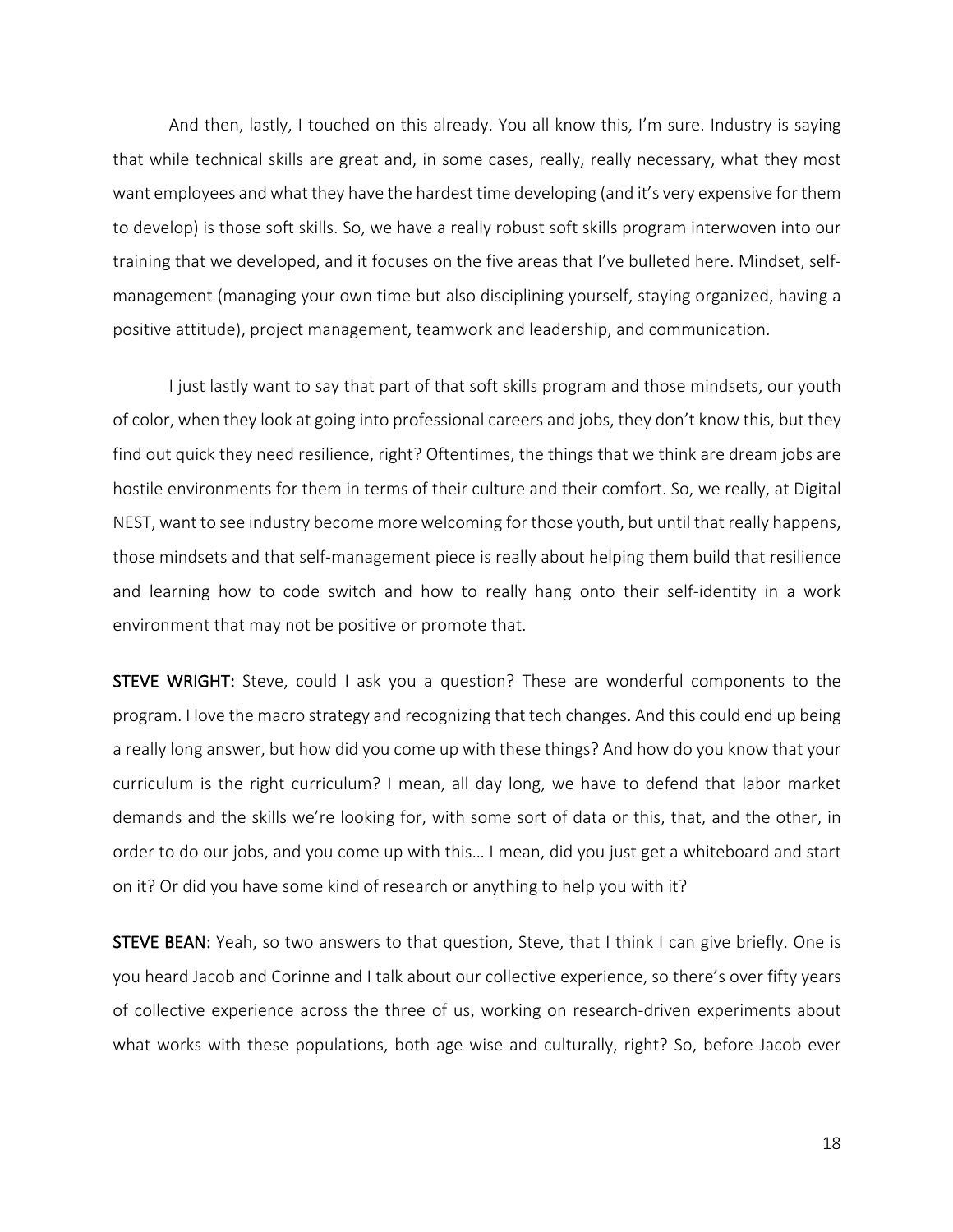And then, lastly, I touched on this already. You all know this, I'm sure. Industry is saying that while technical skills are great and, in some cases, really, really necessary, what they most want employees and what they have the hardest time developing (and it's very expensive for them to develop) is those soft skills. So, we have a really robust soft skills program interwoven into our training that we developed, and it focuses on the five areas that I've bulleted here. Mindset, self-management (managing your own time but also disciplining yourself, staying organized, having a positive attitude), project management, teamwork and leadership, and communication.

I just lastly want to say that part of that soft skills program and those mindsets, our youth of color, when they look at going into professional careers and jobs, they don't know this, but they find out quick they need resilience, right? Oftentimes, the things that we think are dream jobs are hostile environments for them in terms of their culture and their comfort. So, we really, at Digital NEST, want to see industry become more welcoming for those youth, but until that really happens, those mindsets and that self-management piece is really about helping them build that resilience and learning how to code switch and how to really hang onto their self-identity in a work environment that may not be positive or promote that.

**STEVE WRIGHT:** Steve, could I ask you a question? These are wonderful components to the program. I love the macro strategy and recognizing that tech changes. And this could end up being a really long answer, but how did you come up with these things? And how do you know that your curriculum is the right curriculum? I mean, all day long, we have to defend that labor market demands and the skills we're looking for, with some sort of data or this, that, and the other, in order to do our jobs, and you come up with this… I mean, did you just get a whiteboard and start on it? Or did you have some kind of research or anything to help you with it?

**STEVE BEAN:** Yeah, so two answers to that question, Steve, that I think I can give briefly. One is you heard Jacob and Corinne and I talk about our collective experience, so there's over fifty years of collective experience across the three of us, working on research-driven experiments about what works with these populations, both age wise and culturally, right? So, before Jacob ever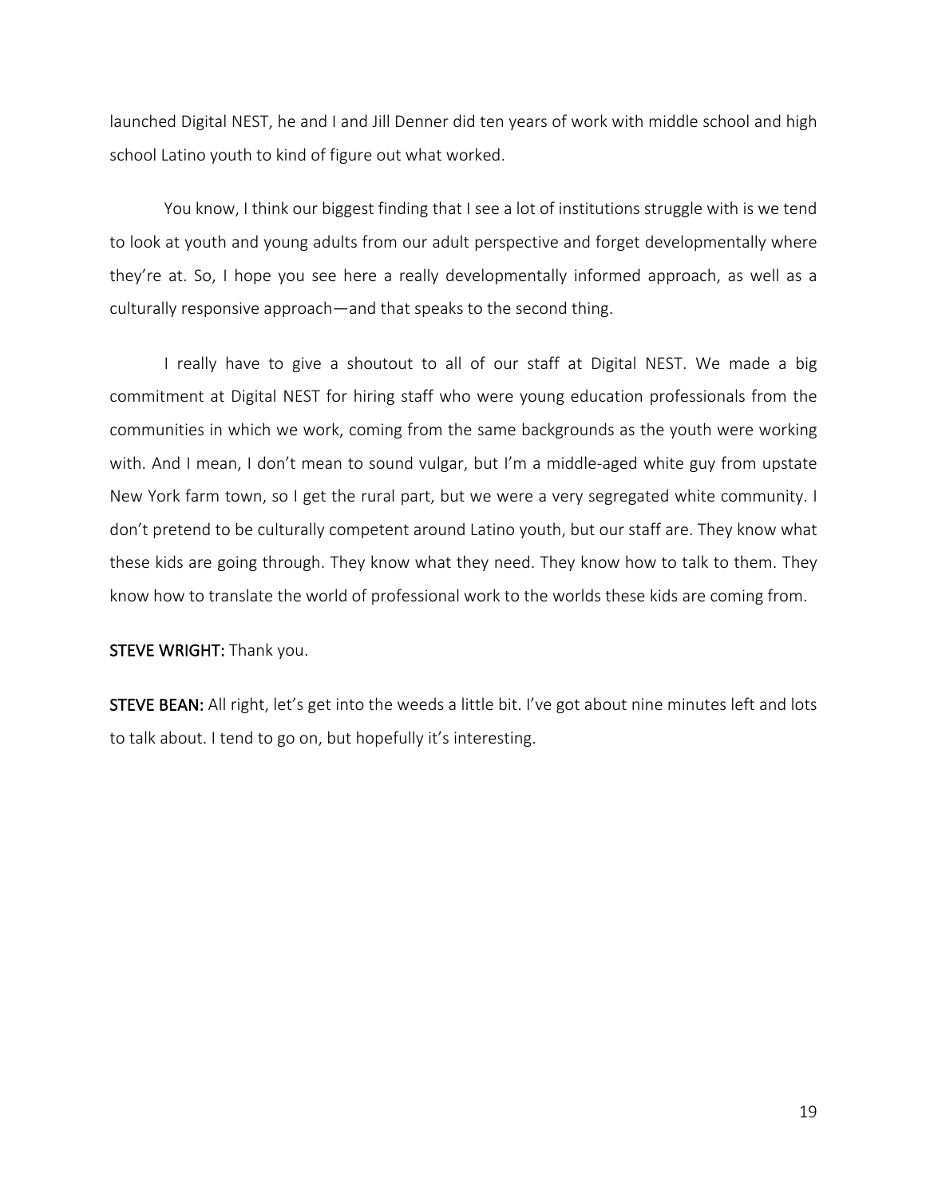launched Digital NEST, he and I and Jill Denner did ten years of work with middle school and high school Latino youth to kind of figure out what worked.

You know, I think our biggest finding that I see a lot of institutions struggle with is we tend to look at youth and young adults from our adult perspective and forget developmentally where they're at. So, I hope you see here a really developmentally informed approach, as well as a culturally responsive approach—and that speaks to the second thing.

I really have to give a shoutout to all of our staff at Digital NEST. We made a big commitment at Digital NEST for hiring staff who were young education professionals from the communities in which we work, coming from the same backgrounds as the youth were working with. And I mean, I don't mean to sound vulgar, but I'm a middle-aged white guy from upstate New York farm town, so I get the rural part, but we were a very segregated white community. I don't pretend to be culturally competent around Latino youth, but our staff are. They know what these kids are going through. They know what they need. They know how to talk to them. They know how to translate the world of professional work to the worlds these kids are coming from.

**STEVE WRIGHT:** Thank you.

**STEVE BEAN:** All right, let's get into the weeds a little bit. I've got about nine minutes left and lots to talk about. I tend to go on, but hopefully it's interesting.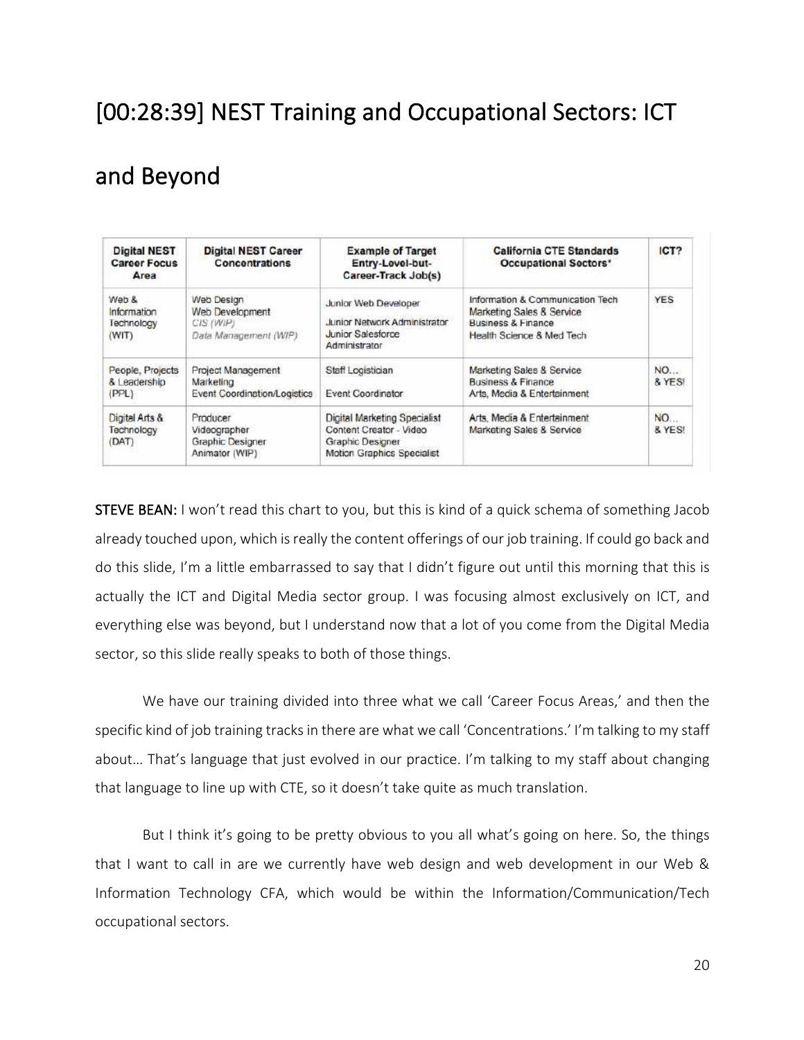## [00:28:39] NEST Training and Occupational Sectors: ICT and Beyond

| Digital NEST Career Focus Area | Digital NEST Career Concentrations | Example of Target Entry-Level-but-Career-Track Job(s) | California CTE Standards Occupational Sectors* | ICT? |
|---|---|---|---|---|
| Web & Information Technology (WIT) | Web Design<br>Web Development<br>*CIS (WIP)*<br>*Data Management (WIP)* | Junior Web Developer<br>Junior Network Administrator<br>Junior Salesforce Administrator | Information & Communication Tech<br>Marketing Sales & Service<br>Business & Finance<br>Health Science & Med Tech | YES |
| People, Projects & Leadership (PPL) | Project Management<br>Marketing<br>Event Coordination/Logistics | Staff Logistician<br>Event Coordinator | Marketing Sales & Service<br>Business & Finance<br>Arts, Media & Entertainment | NO… & YES! |
| Digital Arts & Technology (DAT) | Producer<br>Videographer<br>Graphic Designer<br>Animator (WIP) | Digital Marketing Specialist<br>Content Creator - Video<br>Graphic Designer<br>Motion Graphics Specialist | Arts, Media & Entertainment<br>Marketing Sales & Service | NO… & YES! |

**STEVE BEAN:** I won't read this chart to you, but this is kind of a quick schema of something Jacob already touched upon, which is really the content offerings of our job training. If could go back and do this slide, I'm a little embarrassed to say that I didn't figure out until this morning that this is actually the ICT and Digital Media sector group. I was focusing almost exclusively on ICT, and everything else was beyond, but I understand now that a lot of you come from the Digital Media sector, so this slide really speaks to both of those things.

We have our training divided into three what we call 'Career Focus Areas,' and then the specific kind of job training tracks in there are what we call 'Concentrations.' I'm talking to my staff about… That's language that just evolved in our practice. I'm talking to my staff about changing that language to line up with CTE, so it doesn't take quite as much translation.

But I think it's going to be pretty obvious to you all what's going on here. So, the things that I want to call in are we currently have web design and web development in our Web & Information Technology CFA, which would be within the Information/Communication/Tech occupational sectors.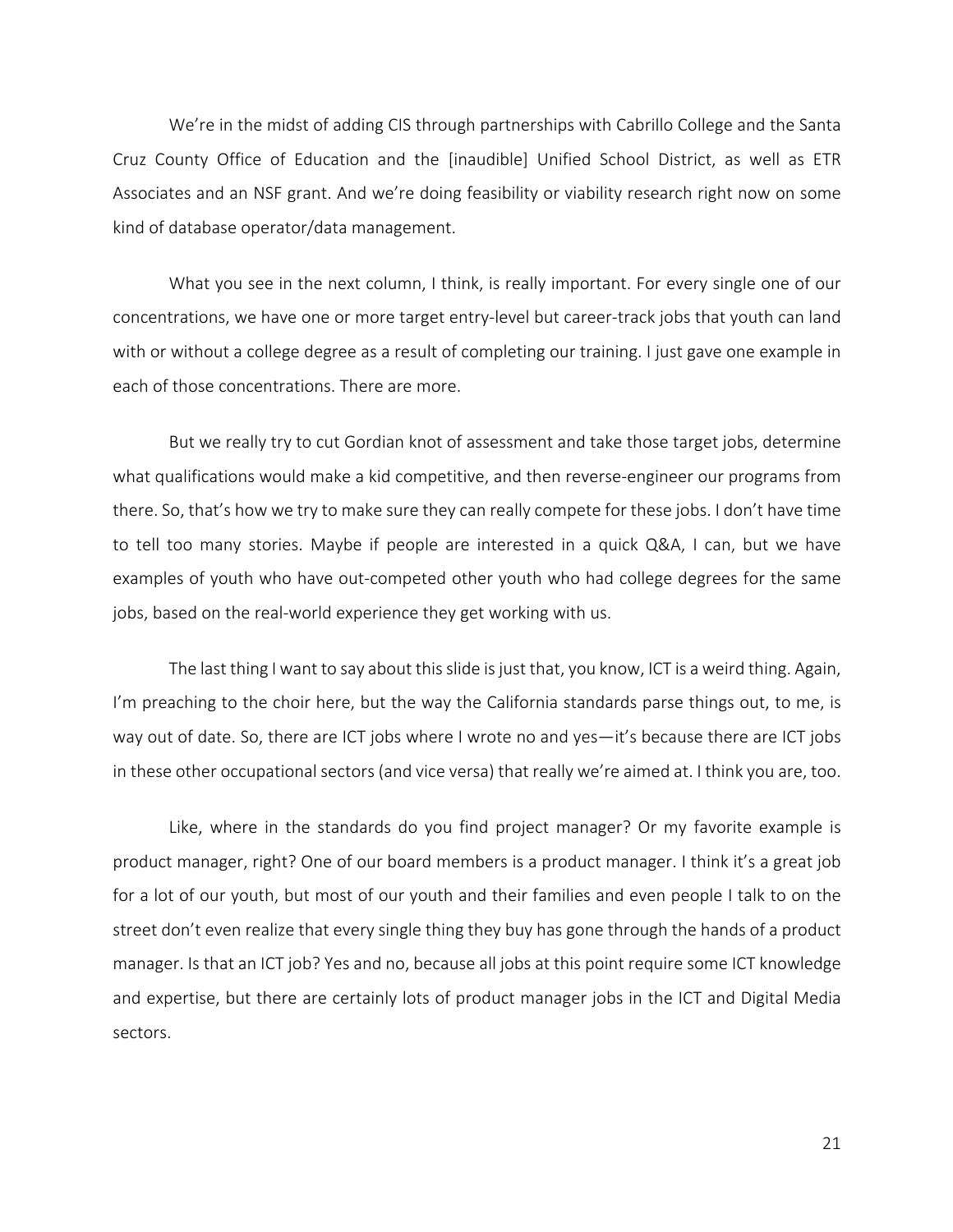We're in the midst of adding CIS through partnerships with Cabrillo College and the Santa Cruz County Office of Education and the [inaudible] Unified School District, as well as ETR Associates and an NSF grant. And we're doing feasibility or viability research right now on some kind of database operator/data management.

What you see in the next column, I think, is really important. For every single one of our concentrations, we have one or more target entry-level but career-track jobs that youth can land with or without a college degree as a result of completing our training. I just gave one example in each of those concentrations. There are more.

But we really try to cut Gordian knot of assessment and take those target jobs, determine what qualifications would make a kid competitive, and then reverse-engineer our programs from there. So, that's how we try to make sure they can really compete for these jobs. I don't have time to tell too many stories. Maybe if people are interested in a quick Q&A, I can, but we have examples of youth who have out-competed other youth who had college degrees for the same jobs, based on the real-world experience they get working with us.

The last thing I want to say about this slide is just that, you know, ICT is a weird thing. Again, I'm preaching to the choir here, but the way the California standards parse things out, to me, is way out of date. So, there are ICT jobs where I wrote no and yes—it's because there are ICT jobs in these other occupational sectors (and vice versa) that really we're aimed at. I think you are, too.

Like, where in the standards do you find project manager? Or my favorite example is product manager, right? One of our board members is a product manager. I think it's a great job for a lot of our youth, but most of our youth and their families and even people I talk to on the street don't even realize that every single thing they buy has gone through the hands of a product manager. Is that an ICT job? Yes and no, because all jobs at this point require some ICT knowledge and expertise, but there are certainly lots of product manager jobs in the ICT and Digital Media sectors.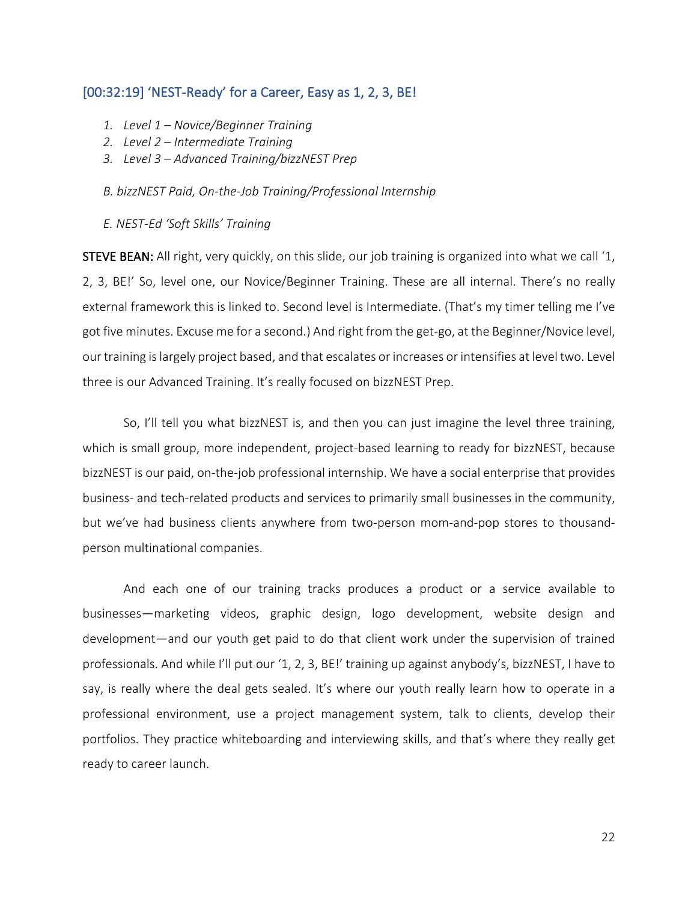## [00:32:19] 'NEST-Ready' for a Career, Easy as 1, 2, 3, BE!

1. *Level 1 – Novice/Beginner Training*
2. *Level 2 – Intermediate Training*
3. *Level 3 – Advanced Training/bizzNEST Prep*

*B. bizzNEST Paid, On-the-Job Training/Professional Internship*

*E. NEST-Ed 'Soft Skills' Training*

**STEVE BEAN:** All right, very quickly, on this slide, our job training is organized into what we call '1, 2, 3, BE!' So, level one, our Novice/Beginner Training. These are all internal. There's no really external framework this is linked to. Second level is Intermediate. (That's my timer telling me I've got five minutes. Excuse me for a second.) And right from the get-go, at the Beginner/Novice level, our training is largely project based, and that escalates or increases or intensifies at level two. Level three is our Advanced Training. It's really focused on bizzNEST Prep.

So, I'll tell you what bizzNEST is, and then you can just imagine the level three training, which is small group, more independent, project-based learning to ready for bizzNEST, because bizzNEST is our paid, on-the-job professional internship. We have a social enterprise that provides business- and tech-related products and services to primarily small businesses in the community, but we've had business clients anywhere from two-person mom-and-pop stores to thousand-person multinational companies.

And each one of our training tracks produces a product or a service available to businesses—marketing videos, graphic design, logo development, website design and development—and our youth get paid to do that client work under the supervision of trained professionals. And while I'll put our '1, 2, 3, BE!' training up against anybody's, bizzNEST, I have to say, is really where the deal gets sealed. It's where our youth really learn how to operate in a professional environment, use a project management system, talk to clients, develop their portfolios. They practice whiteboarding and interviewing skills, and that's where they really get ready to career launch.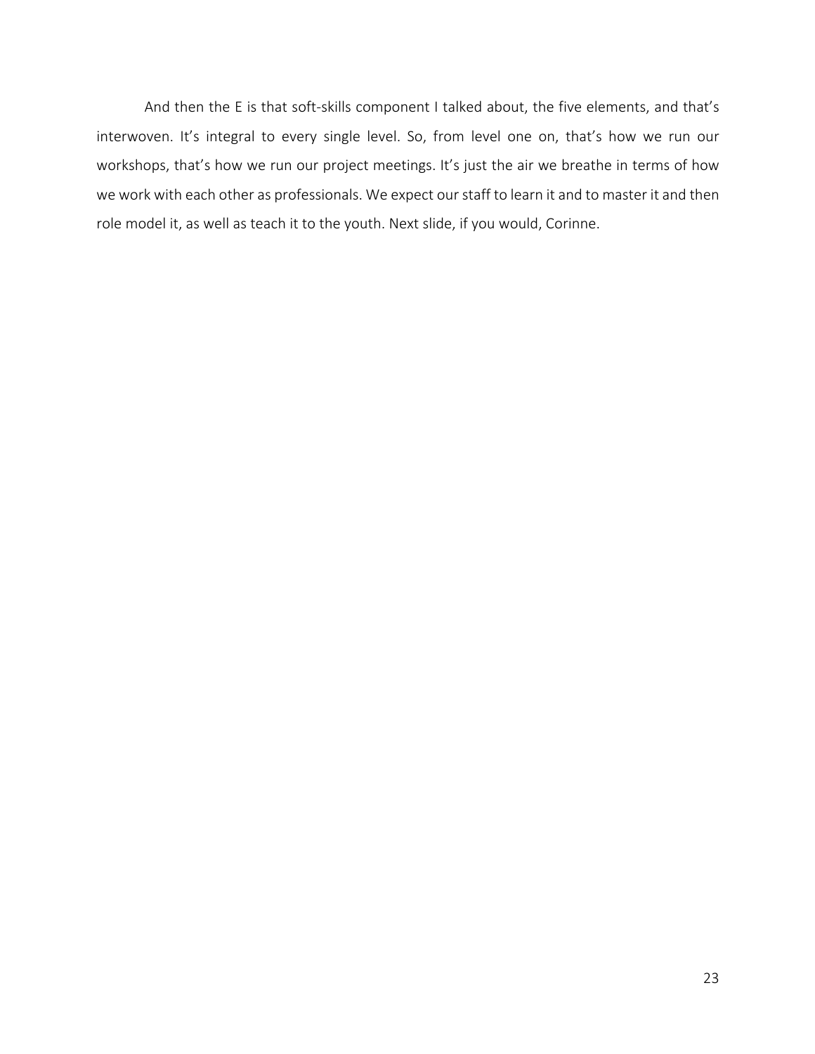And then the E is that soft-skills component I talked about, the five elements, and that's interwoven. It's integral to every single level. So, from level one on, that's how we run our workshops, that's how we run our project meetings. It's just the air we breathe in terms of how we work with each other as professionals. We expect our staff to learn it and to master it and then role model it, as well as teach it to the youth. Next slide, if you would, Corinne.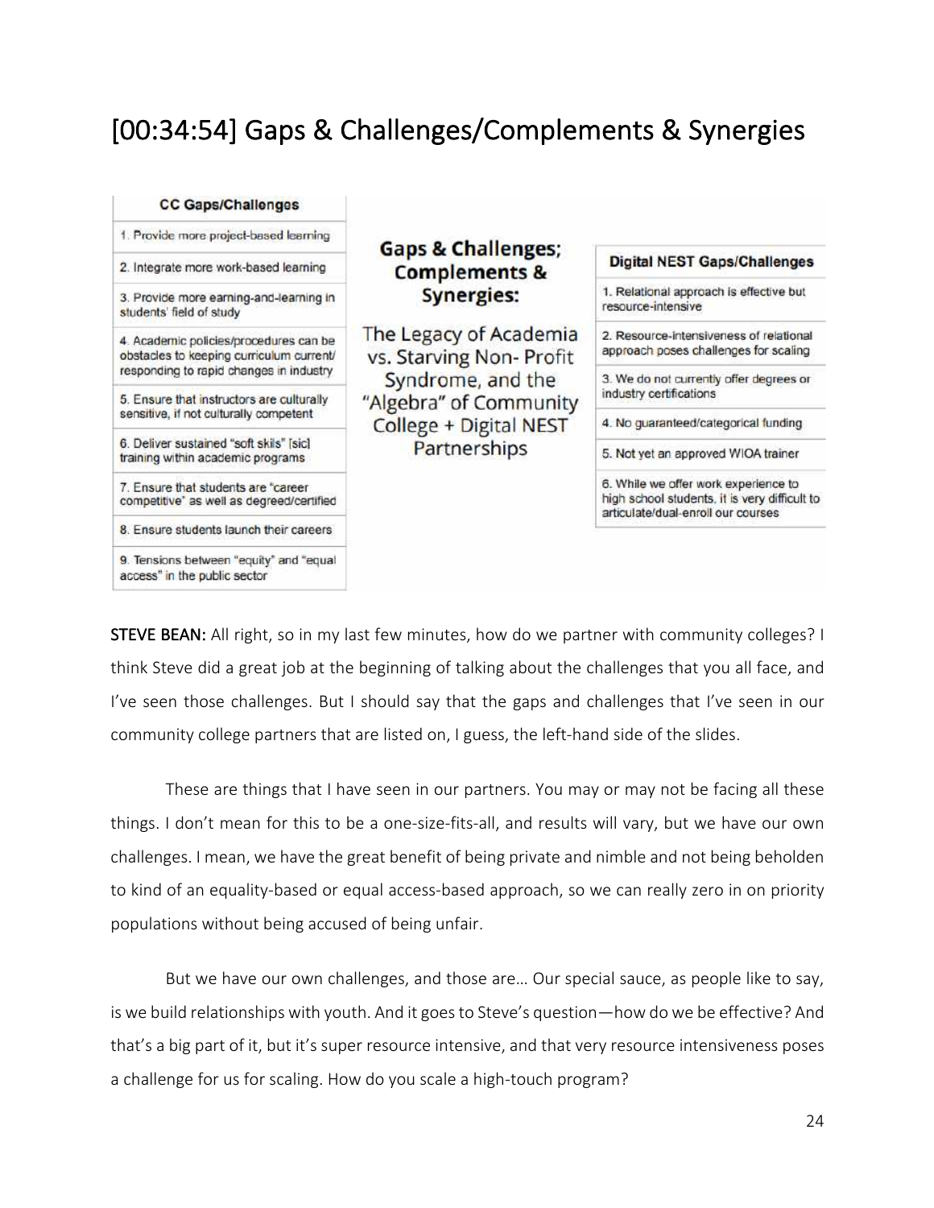## [00:34:54] Gaps & Challenges/Complements & Synergies

| CC Gaps/Challenges |
| --- |
| 1. Provide more project-based learning |
| 2. Integrate more work-based learning |
| 3. Provide more earning-and-learning in students' field of study |
| 4. Academic policies/procedures can be obstacles to keeping curriculum current/ responding to rapid changes in industry |
| 5. Ensure that instructors are culturally sensitive, if not culturally competent |
| 6. Deliver sustained "soft skils" [sic] training within academic programs |
| 7. Ensure that students are "career competitive" as well as degreed/certified |
| 8. Ensure students launch their careers |
| 9. Tensions between "equity" and "equal access" in the public sector |

**Gaps & Challenges; Complements & Synergies:**

The Legacy of Academia vs. Starving Non- Profit Syndrome, and the "Algebra" of Community College + Digital NEST Partnerships

| Digital NEST Gaps/Challenges |
| --- |
| 1. Relational approach is effective but resource-intensive |
| 2. Resource-intensiveness of relational approach poses challenges for scaling |
| 3. We do not currently offer degrees or industry certifications |
| 4. No guaranteed/categorical funding |
| 5. Not yet an approved WIOA trainer |
| 6. While we offer work experience to high school students, it is very difficult to articulate/dual-enroll our courses |

**STEVE BEAN:** All right, so in my last few minutes, how do we partner with community colleges? I think Steve did a great job at the beginning of talking about the challenges that you all face, and I've seen those challenges. But I should say that the gaps and challenges that I've seen in our community college partners that are listed on, I guess, the left-hand side of the slides.

These are things that I have seen in our partners. You may or may not be facing all these things. I don't mean for this to be a one-size-fits-all, and results will vary, but we have our own challenges. I mean, we have the great benefit of being private and nimble and not being beholden to kind of an equality-based or equal access-based approach, so we can really zero in on priority populations without being accused of being unfair.

But we have our own challenges, and those are… Our special sauce, as people like to say, is we build relationships with youth. And it goes to Steve's question—how do we be effective? And that's a big part of it, but it's super resource intensive, and that very resource intensiveness poses a challenge for us for scaling. How do you scale a high-touch program?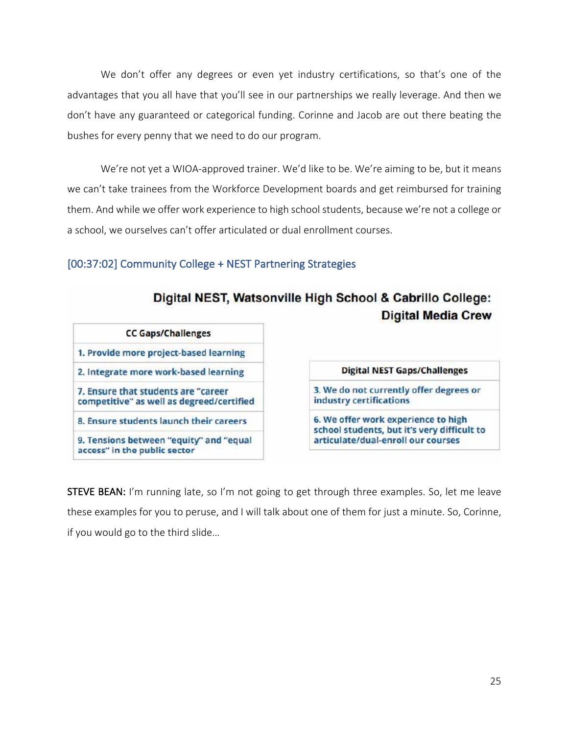We don't offer any degrees or even yet industry certifications, so that's one of the advantages that you all have that you'll see in our partnerships we really leverage. And then we don't have any guaranteed or categorical funding. Corinne and Jacob are out there beating the bushes for every penny that we need to do our program.

We're not yet a WIOA-approved trainer. We'd like to be. We're aiming to be, but it means we can't take trainees from the Workforce Development boards and get reimbursed for training them. And while we offer work experience to high school students, because we're not a college or a school, we ourselves can't offer articulated or dual enrollment courses.

### [00:37:02] Community College + NEST Partnering Strategies

**Digital NEST, Watsonville High School & Cabrillo College: Digital Media Crew**

| CC Gaps/Challenges |
|---|
| 1. Provide more project-based learning |
| 2. Integrate more work-based learning |
| 7. Ensure that students are "career competitive" as well as degreed/certified |
| 8. Ensure students launch their careers |
| 9. Tensions between "equity" and "equal access" in the public sector |

| Digital NEST Gaps/Challenges |
|---|
| 3. We do not currently offer degrees or industry certifications |
| 6. We offer work experience to high school students, but it's very difficult to articulate/dual-enroll our courses |

**STEVE BEAN:** I'm running late, so I'm not going to get through three examples. So, let me leave these examples for you to peruse, and I will talk about one of them for just a minute. So, Corinne, if you would go to the third slide…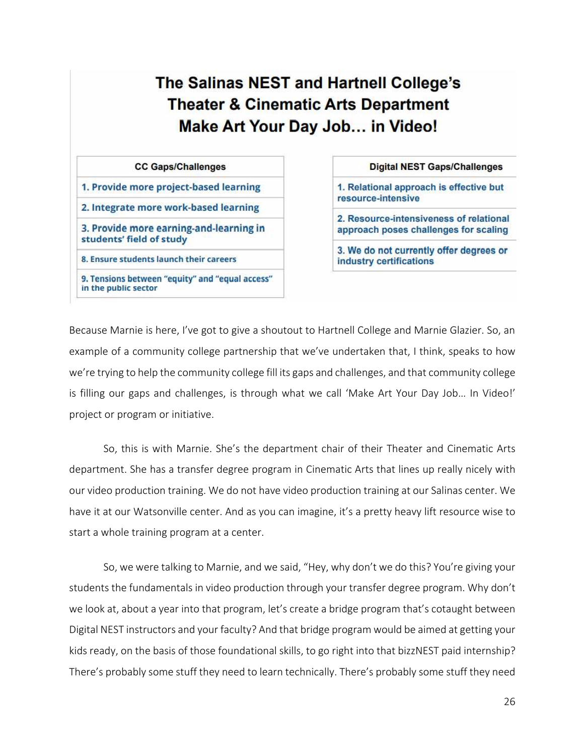## The Salinas NEST and Hartnell College's Theater & Cinematic Arts Department Make Art Your Day Job… in Video!

| CC Gaps/Challenges |
|---|
| 1. Provide more project-based learning |
| 2. Integrate more work-based learning |
| 3. Provide more earning-and-learning in students' field of study |
| 8. Ensure students launch their careers |
| 9. Tensions between "equity" and "equal access" in the public sector |

| Digital NEST Gaps/Challenges |
|---|
| 1. Relational approach is effective but resource-intensive |
| 2. Resource-intensiveness of relational approach poses challenges for scaling |
| 3. We do not currently offer degrees or industry certifications |

Because Marnie is here, I've got to give a shoutout to Hartnell College and Marnie Glazier. So, an example of a community college partnership that we've undertaken that, I think, speaks to how we're trying to help the community college fill its gaps and challenges, and that community college is filling our gaps and challenges, is through what we call 'Make Art Your Day Job… In Video!' project or program or initiative.

So, this is with Marnie. She's the department chair of their Theater and Cinematic Arts department. She has a transfer degree program in Cinematic Arts that lines up really nicely with our video production training. We do not have video production training at our Salinas center. We have it at our Watsonville center. And as you can imagine, it's a pretty heavy lift resource wise to start a whole training program at a center.

So, we were talking to Marnie, and we said, "Hey, why don't we do this? You're giving your students the fundamentals in video production through your transfer degree program. Why don't we look at, about a year into that program, let's create a bridge program that's cotaught between Digital NEST instructors and your faculty? And that bridge program would be aimed at getting your kids ready, on the basis of those foundational skills, to go right into that bizzNEST paid internship? There's probably some stuff they need to learn technically. There's probably some stuff they need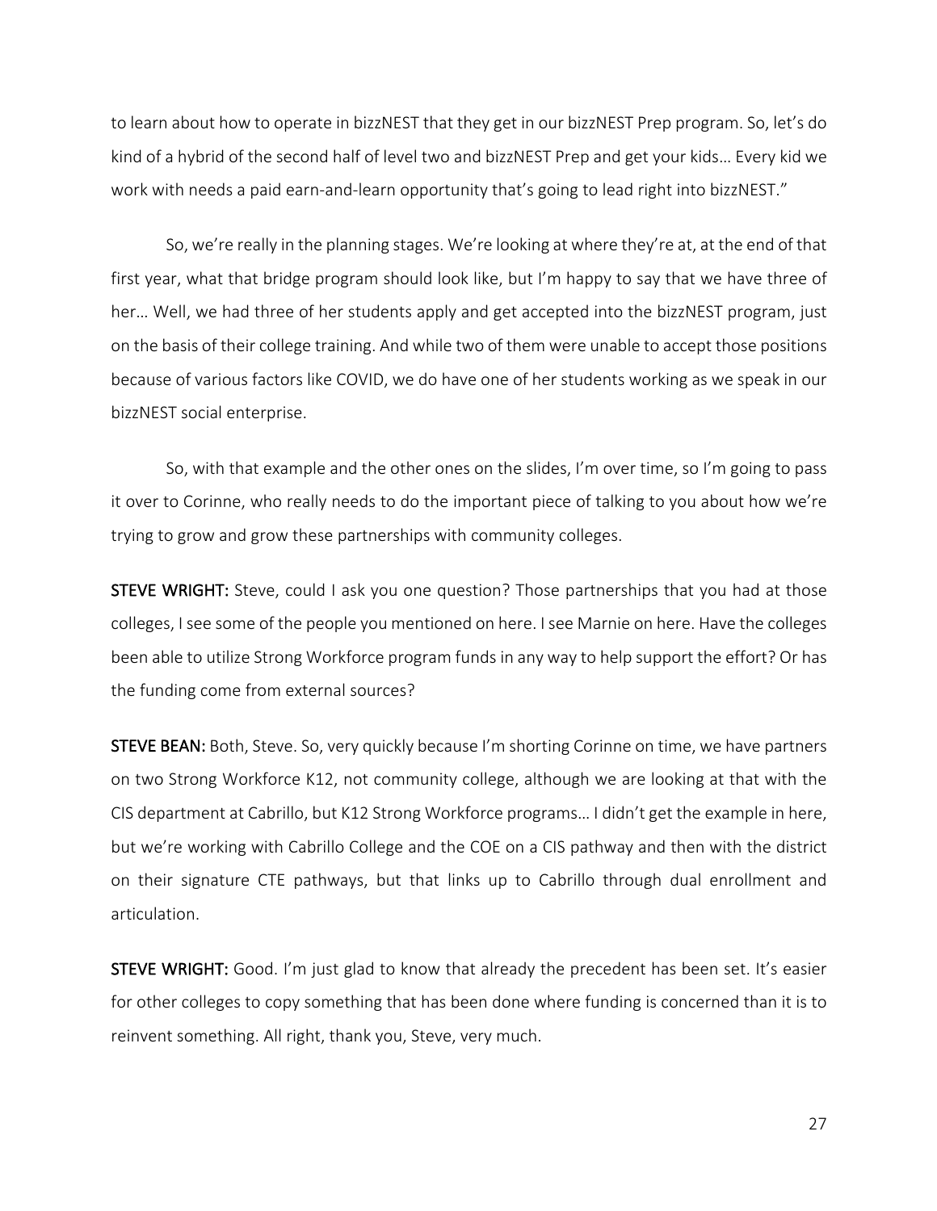to learn about how to operate in bizzNEST that they get in our bizzNEST Prep program. So, let's do kind of a hybrid of the second half of level two and bizzNEST Prep and get your kids… Every kid we work with needs a paid earn-and-learn opportunity that's going to lead right into bizzNEST."

So, we're really in the planning stages. We're looking at where they're at, at the end of that first year, what that bridge program should look like, but I'm happy to say that we have three of her… Well, we had three of her students apply and get accepted into the bizzNEST program, just on the basis of their college training. And while two of them were unable to accept those positions because of various factors like COVID, we do have one of her students working as we speak in our bizzNEST social enterprise.

So, with that example and the other ones on the slides, I'm over time, so I'm going to pass it over to Corinne, who really needs to do the important piece of talking to you about how we're trying to grow and grow these partnerships with community colleges.

**STEVE WRIGHT:** Steve, could I ask you one question? Those partnerships that you had at those colleges, I see some of the people you mentioned on here. I see Marnie on here. Have the colleges been able to utilize Strong Workforce program funds in any way to help support the effort? Or has the funding come from external sources?

**STEVE BEAN:** Both, Steve. So, very quickly because I'm shorting Corinne on time, we have partners on two Strong Workforce K12, not community college, although we are looking at that with the CIS department at Cabrillo, but K12 Strong Workforce programs… I didn't get the example in here, but we're working with Cabrillo College and the COE on a CIS pathway and then with the district on their signature CTE pathways, but that links up to Cabrillo through dual enrollment and articulation.

**STEVE WRIGHT:** Good. I'm just glad to know that already the precedent has been set. It's easier for other colleges to copy something that has been done where funding is concerned than it is to reinvent something. All right, thank you, Steve, very much.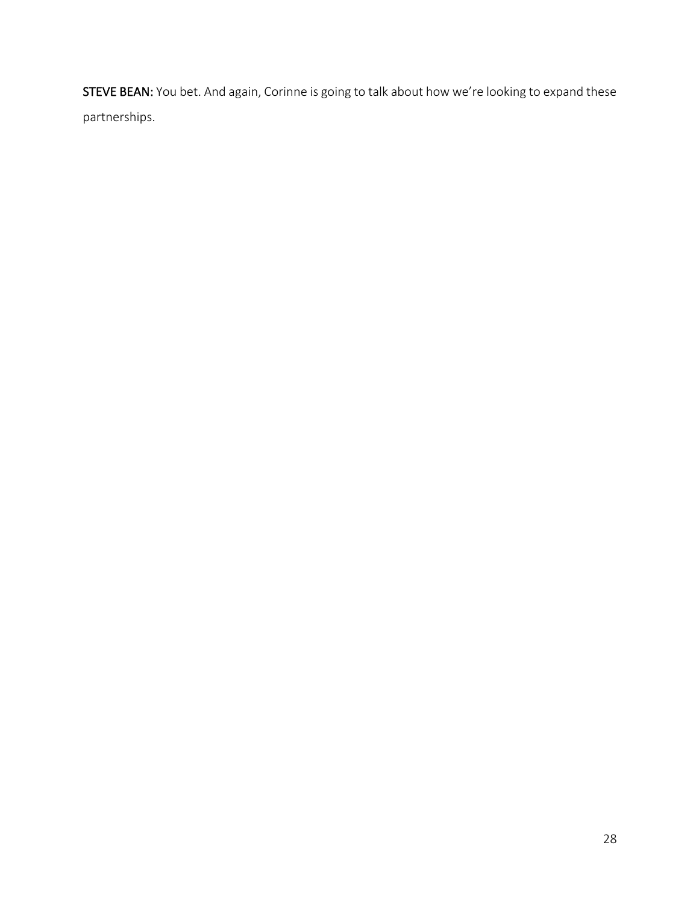**STEVE BEAN:** You bet. And again, Corinne is going to talk about how we're looking to expand these partnerships.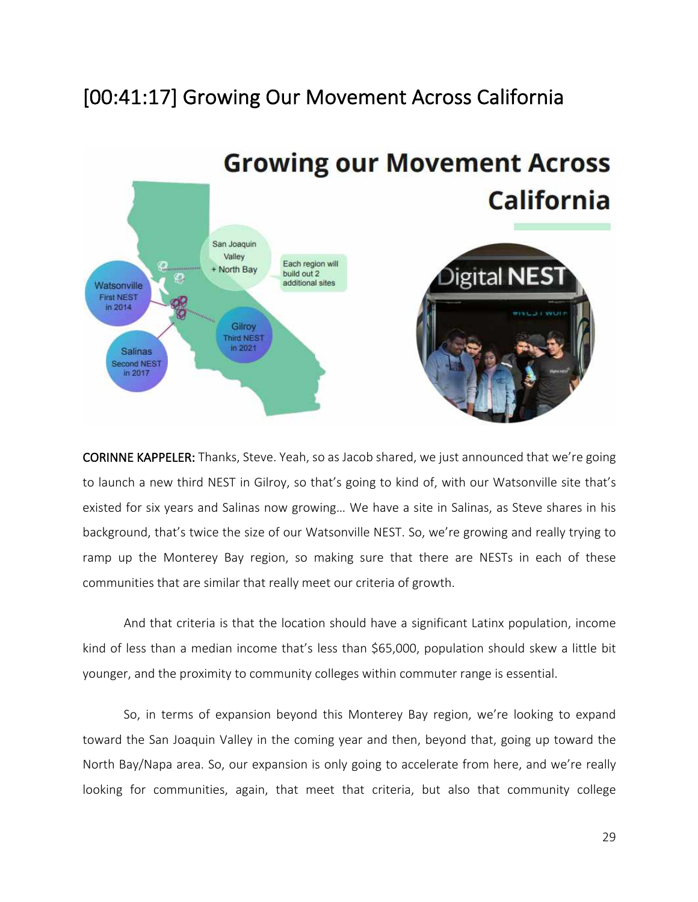## [00:41:17] Growing Our Movement Across California

**CORINNE KAPPELER:** Thanks, Steve. Yeah, so as Jacob shared, we just announced that we're going to launch a new third NEST in Gilroy, so that's going to kind of, with our Watsonville site that's existed for six years and Salinas now growing… We have a site in Salinas, as Steve shares in his background, that's twice the size of our Watsonville NEST. So, we're growing and really trying to ramp up the Monterey Bay region, so making sure that there are NESTs in each of these communities that are similar that really meet our criteria of growth.

And that criteria is that the location should have a significant Latinx population, income kind of less than a median income that's less than $65,000, population should skew a little bit younger, and the proximity to community colleges within commuter range is essential.

So, in terms of expansion beyond this Monterey Bay region, we're looking to expand toward the San Joaquin Valley in the coming year and then, beyond that, going up toward the North Bay/Napa area. So, our expansion is only going to accelerate from here, and we're really looking for communities, again, that meet that criteria, but also that community college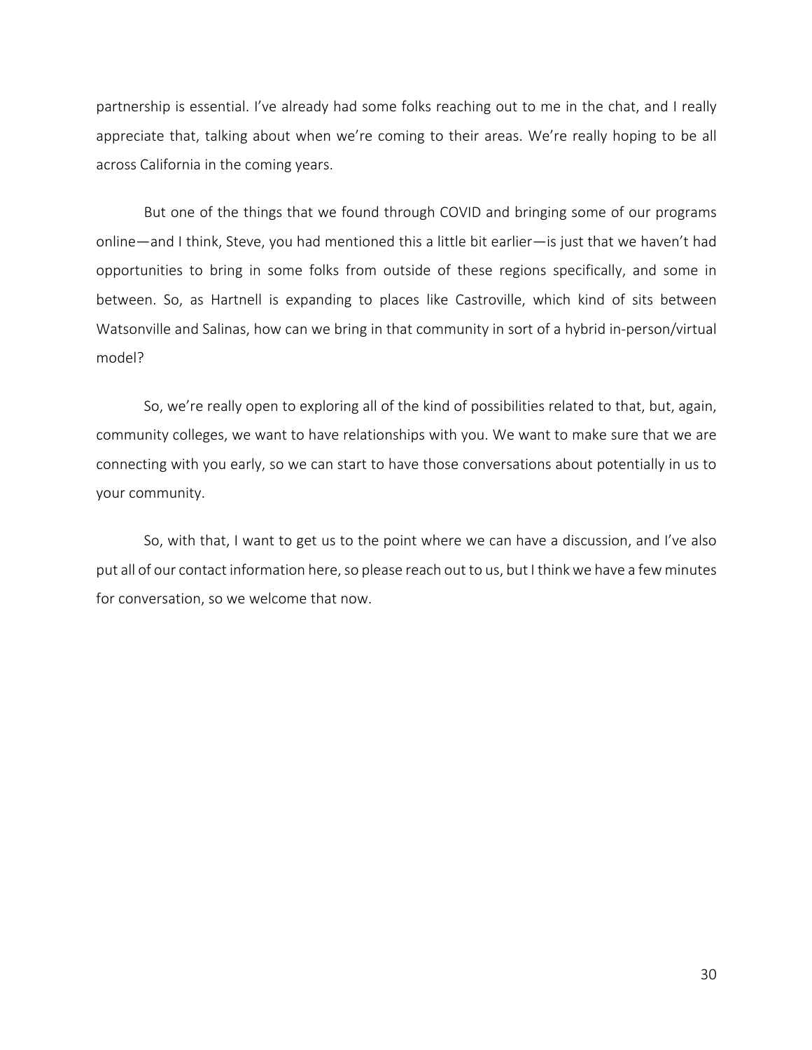partnership is essential. I've already had some folks reaching out to me in the chat, and I really appreciate that, talking about when we're coming to their areas. We're really hoping to be all across California in the coming years.

But one of the things that we found through COVID and bringing some of our programs online—and I think, Steve, you had mentioned this a little bit earlier—is just that we haven't had opportunities to bring in some folks from outside of these regions specifically, and some in between. So, as Hartnell is expanding to places like Castroville, which kind of sits between Watsonville and Salinas, how can we bring in that community in sort of a hybrid in-person/virtual model?

So, we're really open to exploring all of the kind of possibilities related to that, but, again, community colleges, we want to have relationships with you. We want to make sure that we are connecting with you early, so we can start to have those conversations about potentially in us to your community.

So, with that, I want to get us to the point where we can have a discussion, and I've also put all of our contact information here, so please reach out to us, but I think we have a few minutes for conversation, so we welcome that now.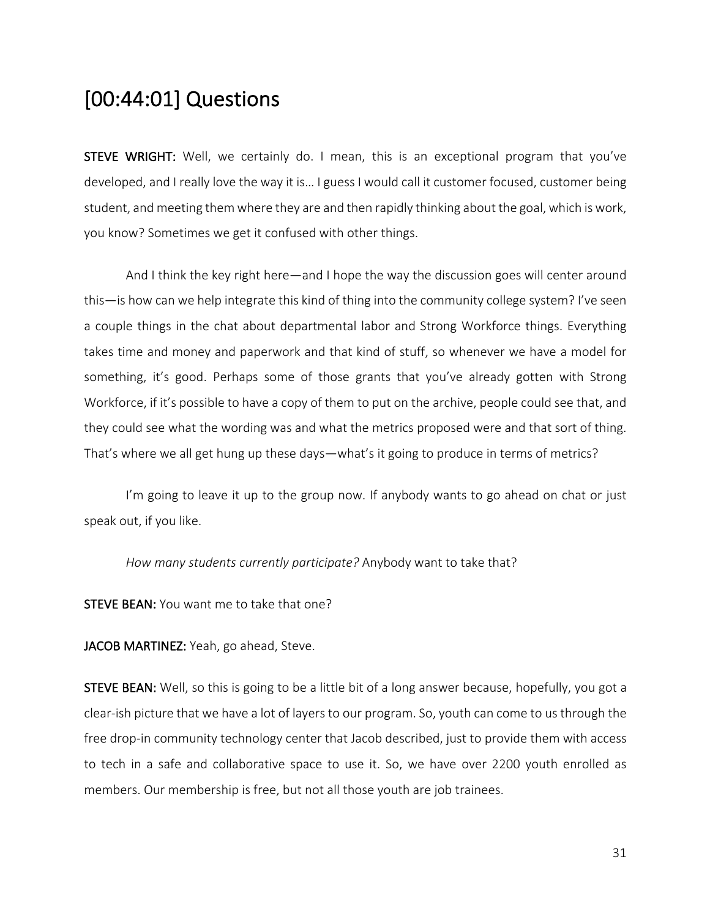## [00:44:01] Questions

**STEVE WRIGHT:** Well, we certainly do. I mean, this is an exceptional program that you've developed, and I really love the way it is… I guess I would call it customer focused, customer being student, and meeting them where they are and then rapidly thinking about the goal, which is work, you know? Sometimes we get it confused with other things.

And I think the key right here—and I hope the way the discussion goes will center around this—is how can we help integrate this kind of thing into the community college system? I've seen a couple things in the chat about departmental labor and Strong Workforce things. Everything takes time and money and paperwork and that kind of stuff, so whenever we have a model for something, it's good. Perhaps some of those grants that you've already gotten with Strong Workforce, if it's possible to have a copy of them to put on the archive, people could see that, and they could see what the wording was and what the metrics proposed were and that sort of thing. That's where we all get hung up these days—what's it going to produce in terms of metrics?

I'm going to leave it up to the group now. If anybody wants to go ahead on chat or just speak out, if you like.

*How many students currently participate?* Anybody want to take that?

**STEVE BEAN:** You want me to take that one?

**JACOB MARTINEZ:** Yeah, go ahead, Steve.

**STEVE BEAN:** Well, so this is going to be a little bit of a long answer because, hopefully, you got a clear-ish picture that we have a lot of layers to our program. So, youth can come to us through the free drop-in community technology center that Jacob described, just to provide them with access to tech in a safe and collaborative space to use it. So, we have over 2200 youth enrolled as members. Our membership is free, but not all those youth are job trainees.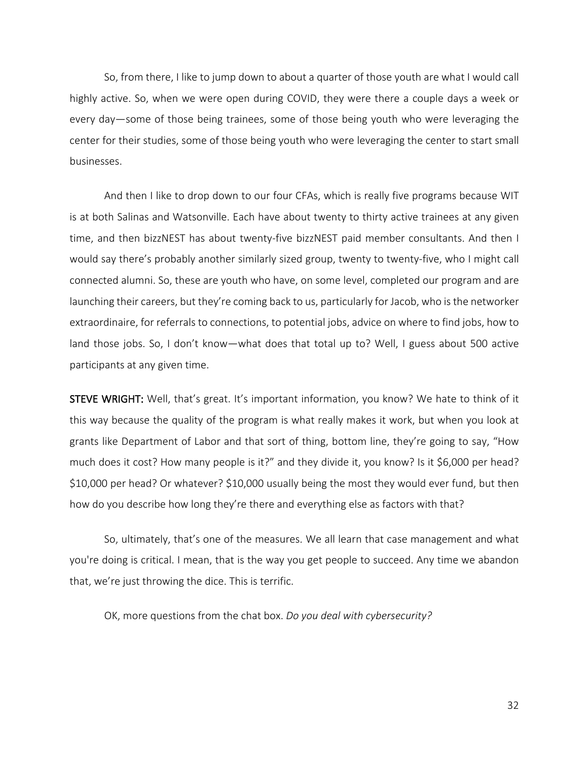So, from there, I like to jump down to about a quarter of those youth are what I would call highly active. So, when we were open during COVID, they were there a couple days a week or every day—some of those being trainees, some of those being youth who were leveraging the center for their studies, some of those being youth who were leveraging the center to start small businesses.

And then I like to drop down to our four CFAs, which is really five programs because WIT is at both Salinas and Watsonville. Each have about twenty to thirty active trainees at any given time, and then bizzNEST has about twenty-five bizzNEST paid member consultants. And then I would say there's probably another similarly sized group, twenty to twenty-five, who I might call connected alumni. So, these are youth who have, on some level, completed our program and are launching their careers, but they're coming back to us, particularly for Jacob, who is the networker extraordinaire, for referrals to connections, to potential jobs, advice on where to find jobs, how to land those jobs. So, I don't know—what does that total up to? Well, I guess about 500 active participants at any given time.

**STEVE WRIGHT:** Well, that's great. It's important information, you know? We hate to think of it this way because the quality of the program is what really makes it work, but when you look at grants like Department of Labor and that sort of thing, bottom line, they're going to say, "How much does it cost? How many people is it?" and they divide it, you know? Is it $6,000 per head? $10,000 per head? Or whatever? $10,000 usually being the most they would ever fund, but then how do you describe how long they're there and everything else as factors with that?

So, ultimately, that's one of the measures. We all learn that case management and what you're doing is critical. I mean, that is the way you get people to succeed. Any time we abandon that, we're just throwing the dice. This is terrific.

OK, more questions from the chat box. *Do you deal with cybersecurity?*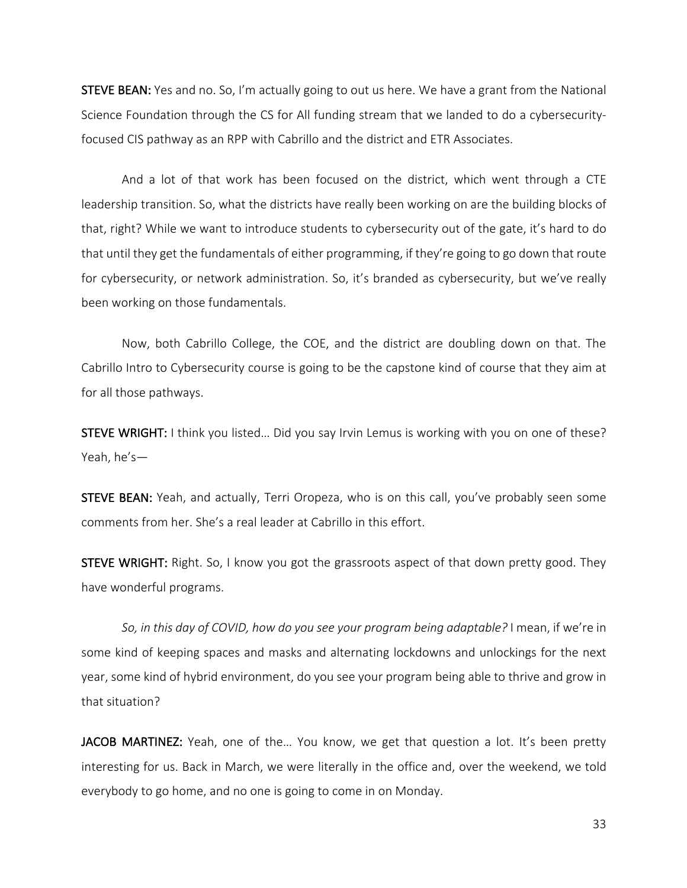**STEVE BEAN:** Yes and no. So, I'm actually going to out us here. We have a grant from the National Science Foundation through the CS for All funding stream that we landed to do a cybersecurity-focused CIS pathway as an RPP with Cabrillo and the district and ETR Associates.

And a lot of that work has been focused on the district, which went through a CTE leadership transition. So, what the districts have really been working on are the building blocks of that, right? While we want to introduce students to cybersecurity out of the gate, it's hard to do that until they get the fundamentals of either programming, if they're going to go down that route for cybersecurity, or network administration. So, it's branded as cybersecurity, but we've really been working on those fundamentals.

Now, both Cabrillo College, the COE, and the district are doubling down on that. The Cabrillo Intro to Cybersecurity course is going to be the capstone kind of course that they aim at for all those pathways.

**STEVE WRIGHT:** I think you listed… Did you say Irvin Lemus is working with you on one of these? Yeah, he's—

**STEVE BEAN:** Yeah, and actually, Terri Oropeza, who is on this call, you've probably seen some comments from her. She's a real leader at Cabrillo in this effort.

**STEVE WRIGHT:** Right. So, I know you got the grassroots aspect of that down pretty good. They have wonderful programs.

*So, in this day of COVID, how do you see your program being adaptable?* I mean, if we're in some kind of keeping spaces and masks and alternating lockdowns and unlockings for the next year, some kind of hybrid environment, do you see your program being able to thrive and grow in that situation?

**JACOB MARTINEZ:** Yeah, one of the… You know, we get that question a lot. It's been pretty interesting for us. Back in March, we were literally in the office and, over the weekend, we told everybody to go home, and no one is going to come in on Monday.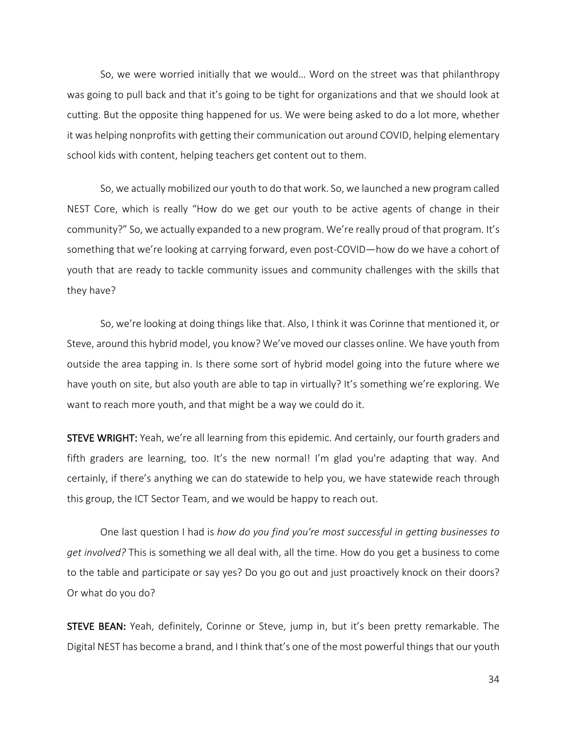So, we were worried initially that we would… Word on the street was that philanthropy was going to pull back and that it's going to be tight for organizations and that we should look at cutting. But the opposite thing happened for us. We were being asked to do a lot more, whether it was helping nonprofits with getting their communication out around COVID, helping elementary school kids with content, helping teachers get content out to them.

So, we actually mobilized our youth to do that work. So, we launched a new program called NEST Core, which is really "How do we get our youth to be active agents of change in their community?" So, we actually expanded to a new program. We're really proud of that program. It's something that we're looking at carrying forward, even post-COVID—how do we have a cohort of youth that are ready to tackle community issues and community challenges with the skills that they have?

So, we're looking at doing things like that. Also, I think it was Corinne that mentioned it, or Steve, around this hybrid model, you know? We've moved our classes online. We have youth from outside the area tapping in. Is there some sort of hybrid model going into the future where we have youth on site, but also youth are able to tap in virtually? It's something we're exploring. We want to reach more youth, and that might be a way we could do it.

**STEVE WRIGHT:** Yeah, we're all learning from this epidemic. And certainly, our fourth graders and fifth graders are learning, too. It's the new normal! I'm glad you're adapting that way. And certainly, if there's anything we can do statewide to help you, we have statewide reach through this group, the ICT Sector Team, and we would be happy to reach out.

One last question I had is *how do you find you're most successful in getting businesses to get involved?* This is something we all deal with, all the time. How do you get a business to come to the table and participate or say yes? Do you go out and just proactively knock on their doors? Or what do you do?

**STEVE BEAN:** Yeah, definitely, Corinne or Steve, jump in, but it's been pretty remarkable. The Digital NEST has become a brand, and I think that's one of the most powerful things that our youth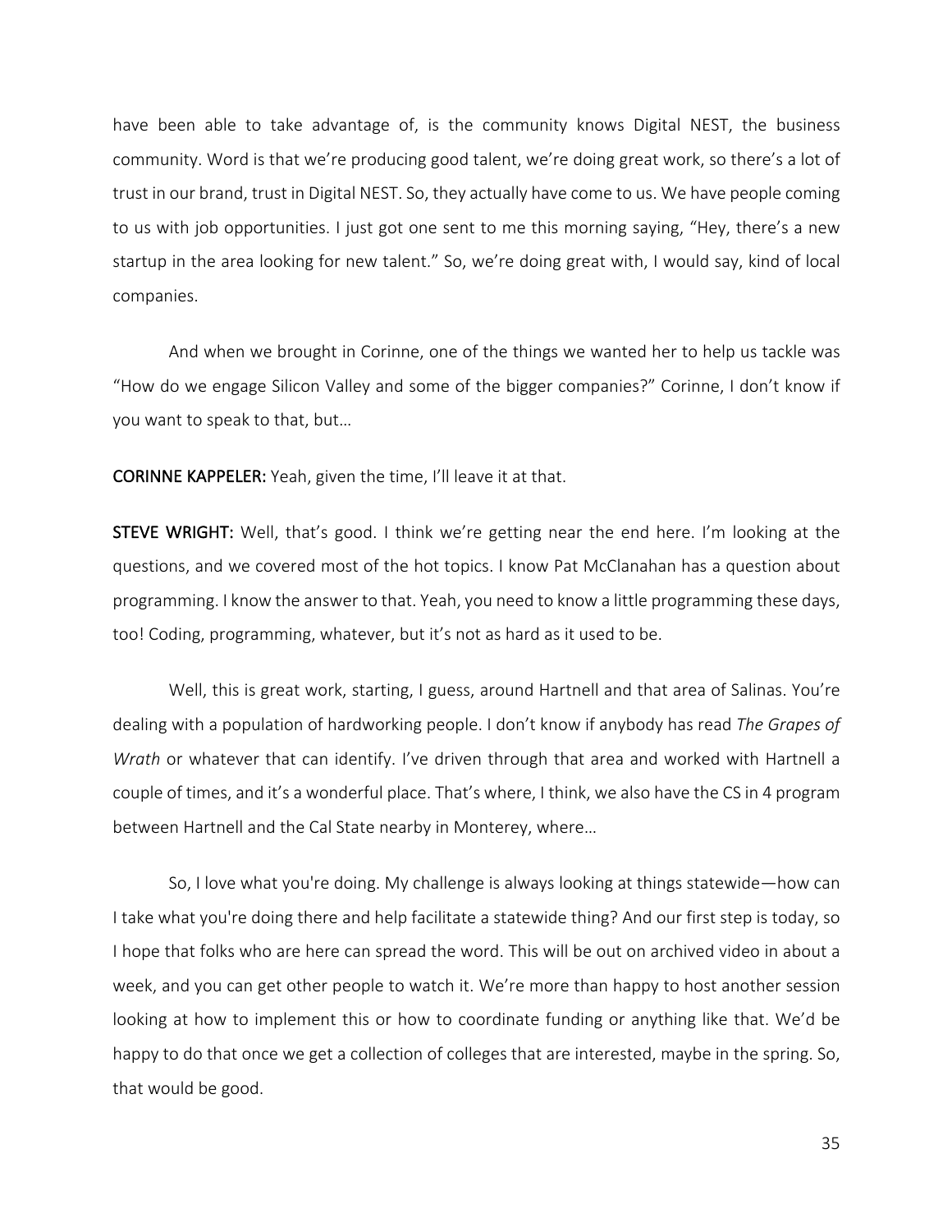have been able to take advantage of, is the community knows Digital NEST, the business community. Word is that we're producing good talent, we're doing great work, so there's a lot of trust in our brand, trust in Digital NEST. So, they actually have come to us. We have people coming to us with job opportunities. I just got one sent to me this morning saying, "Hey, there's a new startup in the area looking for new talent." So, we're doing great with, I would say, kind of local companies.

And when we brought in Corinne, one of the things we wanted her to help us tackle was "How do we engage Silicon Valley and some of the bigger companies?" Corinne, I don't know if you want to speak to that, but…

**CORINNE KAPPELER:** Yeah, given the time, I'll leave it at that.

**STEVE WRIGHT:** Well, that's good. I think we're getting near the end here. I'm looking at the questions, and we covered most of the hot topics. I know Pat McClanahan has a question about programming. I know the answer to that. Yeah, you need to know a little programming these days, too! Coding, programming, whatever, but it's not as hard as it used to be.

Well, this is great work, starting, I guess, around Hartnell and that area of Salinas. You're dealing with a population of hardworking people. I don't know if anybody has read *The Grapes of Wrath* or whatever that can identify. I've driven through that area and worked with Hartnell a couple of times, and it's a wonderful place. That's where, I think, we also have the CS in 4 program between Hartnell and the Cal State nearby in Monterey, where…

So, I love what you're doing. My challenge is always looking at things statewide—how can I take what you're doing there and help facilitate a statewide thing? And our first step is today, so I hope that folks who are here can spread the word. This will be out on archived video in about a week, and you can get other people to watch it. We're more than happy to host another session looking at how to implement this or how to coordinate funding or anything like that. We'd be happy to do that once we get a collection of colleges that are interested, maybe in the spring. So, that would be good.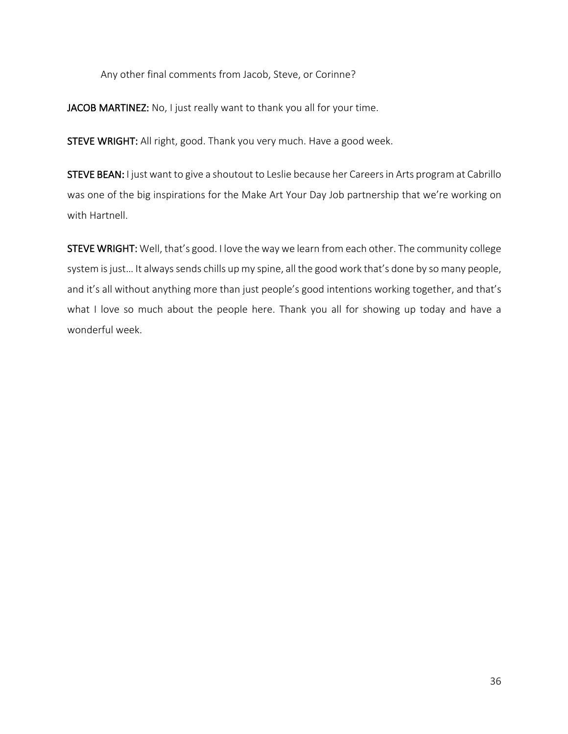Any other final comments from Jacob, Steve, or Corinne?

**JACOB MARTINEZ:** No, I just really want to thank you all for your time.

**STEVE WRIGHT:** All right, good. Thank you very much. Have a good week.

**STEVE BEAN:** I just want to give a shoutout to Leslie because her Careers in Arts program at Cabrillo was one of the big inspirations for the Make Art Your Day Job partnership that we're working on with Hartnell.

**STEVE WRIGHT:** Well, that's good. I love the way we learn from each other. The community college system is just… It always sends chills up my spine, all the good work that's done by so many people, and it's all without anything more than just people's good intentions working together, and that's what I love so much about the people here. Thank you all for showing up today and have a wonderful week.